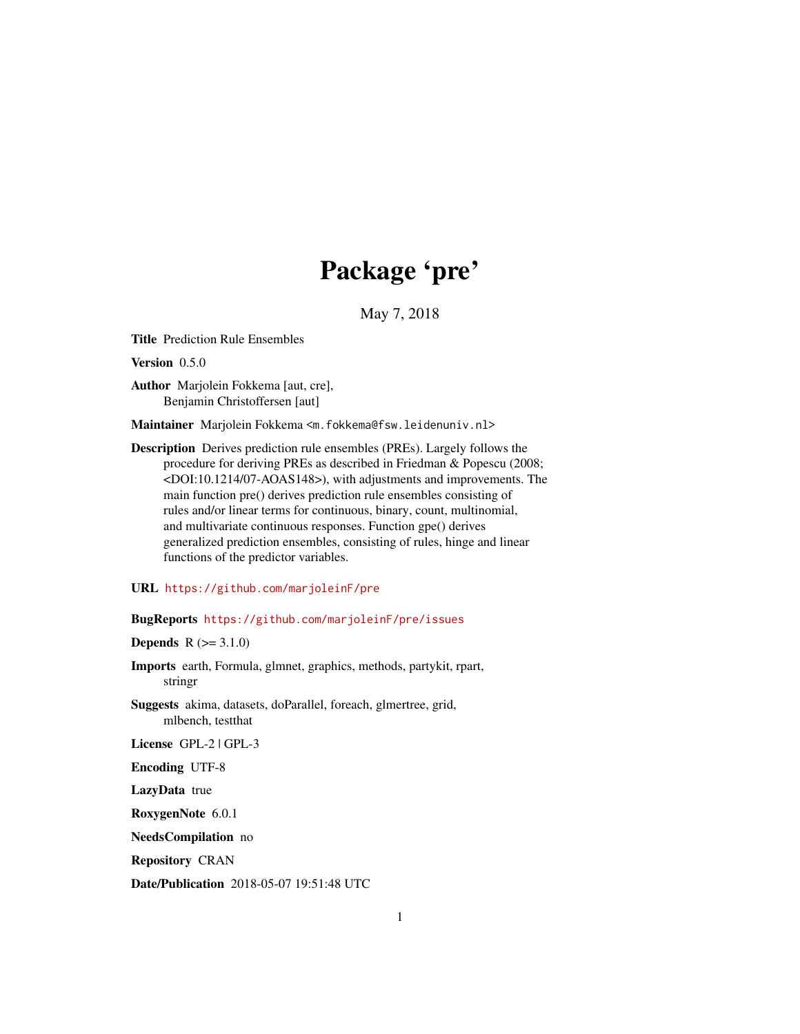# Package 'pre'

May 7, 2018

**Title** Prediction Rule Ensembles

**Version** 0.5.0

**Author** Marjolein Fokkema [aut, cre], Benjamin Christoffersen [aut]

**Maintainer** Marjolein Fokkema <m.fokkema@fsw.leidenuniv.nl>

**Description** Derives prediction rule ensembles (PREs). Largely follows the procedure for deriving PREs as described in Friedman & Popescu (2008; <DOI:10.1214/07-AOAS148>), with adjustments and improvements. The main function pre() derives prediction rule ensembles consisting of rules and/or linear terms for continuous, binary, count, multinomial, and multivariate continuous responses. Function gpe() derives generalized prediction ensembles, consisting of rules, hinge and linear functions of the predictor variables.

**URL** https://github.com/marjoleinF/pre

**BugReports** https://github.com/marjoleinF/pre/issues

**Depends** R (>= 3.1.0)

**Imports** earth, Formula, glmnet, graphics, methods, partykit, rpart, stringr

**Suggests** akima, datasets, doParallel, foreach, glmertree, grid, mlbench, testthat

**License** GPL-2 | GPL-3

**Encoding** UTF-8

**LazyData** true

**RoxygenNote** 6.0.1

**NeedsCompilation** no

**Repository** CRAN

**Date/Publication** 2018-05-07 19:51:48 UTC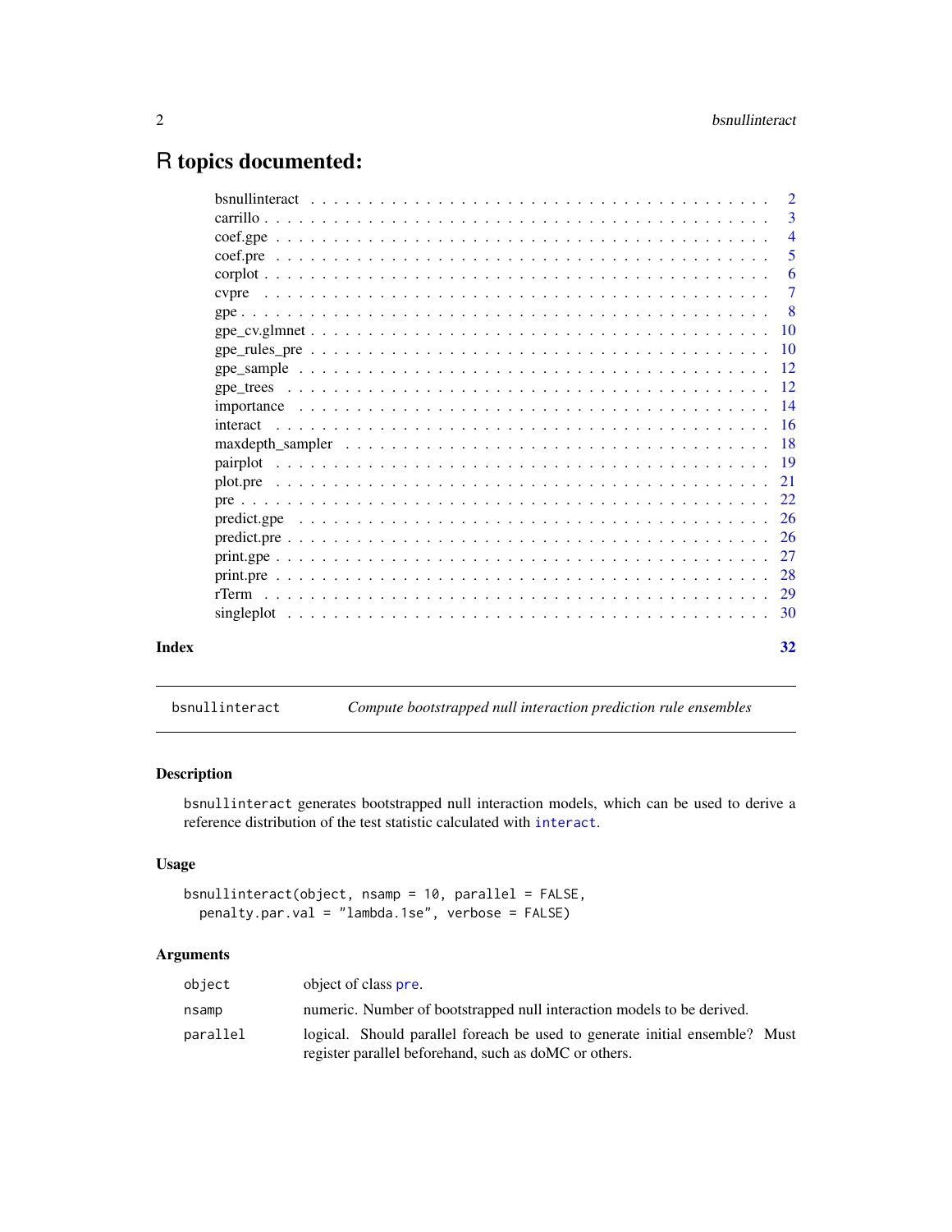# R topics documented:

| | |
|---|---|
| bsnullinteract | 2 |
| carrillo | 3 |
| coef.gpe | 4 |
| coef.pre | 5 |
| corplot | 6 |
| cvpre | 7 |
| gpe | 8 |
| gpe_cv.glmnet | 10 |
| gpe_rules_pre | 10 |
| gpe_sample | 12 |
| gpe_trees | 12 |
| importance | 14 |
| interact | 16 |
| maxdepth_sampler | 18 |
| pairplot | 19 |
| plot.pre | 21 |
| pre | 22 |
| predict.gpe | 26 |
| predict.pre | 26 |
| print.gpe | 27 |
| print.pre | 28 |
| rTerm | 29 |
| singleplot | 30 |
| **Index** | **32** |

---

`bsnullinteract` *Compute bootstrapped null interaction prediction rule ensembles*

---

### Description

`bsnullinteract` generates bootstrapped null interaction models, which can be used to derive a reference distribution of the test statistic calculated with `interact`.

### Usage

```
bsnullinteract(object, nsamp = 10, parallel = FALSE,
  penalty.par.val = "lambda.1se", verbose = FALSE)
```

### Arguments

| | |
|---|---|
| `object` | object of class `pre`. |
| `nsamp` | numeric. Number of bootstrapped null interaction models to be derived. |
| `parallel` | logical. Should parallel foreach be used to generate initial ensemble? Must register parallel beforehand, such as doMC or others. |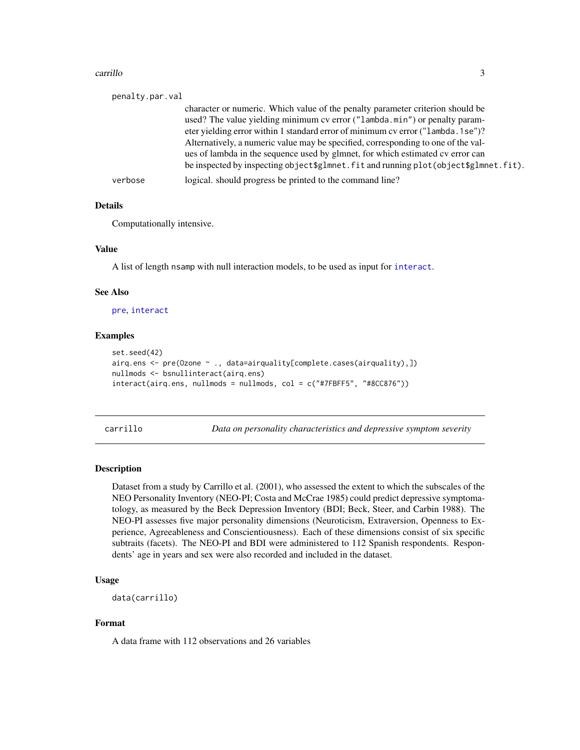penalty.par.val
: character or numeric. Which value of the penalty parameter criterion should be used? The value yielding minimum cv error ("lambda.min") or penalty parameter yielding error within 1 standard error of minimum cv error ("lambda.1se")? Alternatively, a numeric value may be specified, corresponding to one of the values of lambda in the sequence used by glmnet, for which estimated cv error can be inspected by inspecting `object$glmnet.fit` and running `plot(object$glmnet.fit)`.

verbose
: logical. should progress be printed to the command line?

### Details

Computationally intensive.

### Value

A list of length `nsamp` with null interaction models, to be used as input for `interact`.

### See Also

`pre`, `interact`

### Examples

```
set.seed(42)
airq.ens <- pre(Ozone ~ ., data=airquality[complete.cases(airquality),])
nullmods <- bsnullinteract(airq.ens)
interact(airq.ens, nullmods = nullmods, col = c("#7FBFF5", "#8CC876"))
```

---

## carrillo — *Data on personality characteristics and depressive symptom severity*

### Description

Dataset from a study by Carrillo et al. (2001), who assessed the extent to which the subscales of the NEO Personality Inventory (NEO-PI; Costa and McCrae 1985) could predict depressive symptomatology, as measured by the Beck Depression Inventory (BDI; Beck, Steer, and Carbin 1988). The NEO-PI assesses five major personality dimensions (Neuroticism, Extraversion, Openness to Experience, Agreeableness and Conscientiousness). Each of these dimensions consist of six specific subtraits (facets). The NEO-PI and BDI were administered to 112 Spanish respondents. Respondents' age in years and sex were also recorded and included in the dataset.

### Usage

```
data(carrillo)
```

### Format

A data frame with 112 observations and 26 variables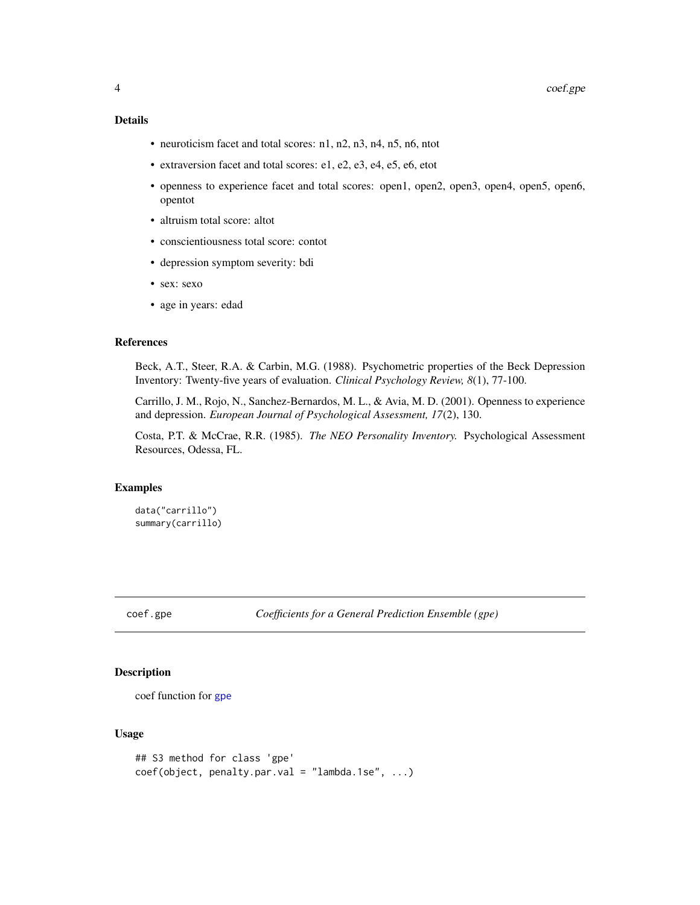## Details

- neuroticism facet and total scores: n1, n2, n3, n4, n5, n6, ntot
- extraversion facet and total scores: e1, e2, e3, e4, e5, e6, etot
- openness to experience facet and total scores: open1, open2, open3, open4, open5, open6, opentot
- altruism total score: altot
- conscientiousness total score: contot
- depression symptom severity: bdi
- sex: sexo
- age in years: edad

## References

Beck, A.T., Steer, R.A. & Carbin, M.G. (1988). Psychometric properties of the Beck Depression Inventory: Twenty-five years of evaluation. *Clinical Psychology Review, 8*(1), 77-100.

Carrillo, J. M., Rojo, N., Sanchez-Bernardos, M. L., & Avia, M. D. (2001). Openness to experience and depression. *European Journal of Psychological Assessment, 17*(2), 130.

Costa, P.T. & McCrae, R.R. (1985). *The NEO Personality Inventory.* Psychological Assessment Resources, Odessa, FL.

## Examples

```
data("carrillo")
summary(carrillo)
```

---

# coef.gpe — *Coefficients for a General Prediction Ensemble (gpe)*

## Description

coef function for gpe

## Usage

```
## S3 method for class 'gpe'
coef(object, penalty.par.val = "lambda.1se", ...)
```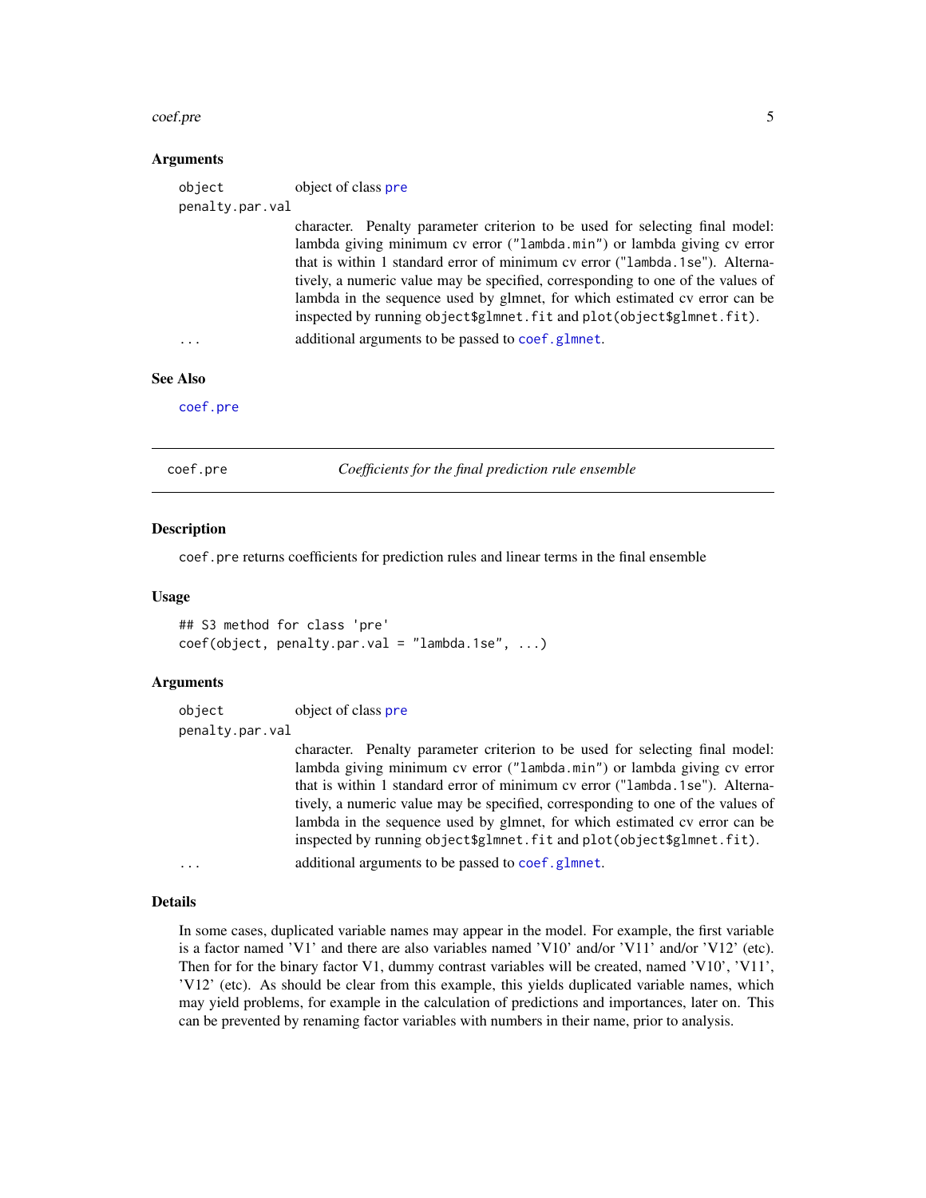## Arguments

`object` object of class `pre`

`penalty.par.val`
: character. Penalty parameter criterion to be used for selecting final model: lambda giving minimum cv error ("lambda.min") or lambda giving cv error that is within 1 standard error of minimum cv error ("lambda.1se"). Alternatively, a numeric value may be specified, corresponding to one of the values of lambda in the sequence used by glmnet, for which estimated cv error can be inspected by running `object$glmnet.fit` and `plot(object$glmnet.fit)`.

`...` additional arguments to be passed to `coef.glmnet`.

## See Also

`coef.pre`

---

`coef.pre` *Coefficients for the final prediction rule ensemble*

---

## Description

`coef.pre` returns coefficients for prediction rules and linear terms in the final ensemble

## Usage

```
## S3 method for class 'pre'
coef(object, penalty.par.val = "lambda.1se", ...)
```

## Arguments

`object` object of class `pre`

`penalty.par.val`
: character. Penalty parameter criterion to be used for selecting final model: lambda giving minimum cv error ("lambda.min") or lambda giving cv error that is within 1 standard error of minimum cv error ("lambda.1se"). Alternatively, a numeric value may be specified, corresponding to one of the values of lambda in the sequence used by glmnet, for which estimated cv error can be inspected by running `object$glmnet.fit` and `plot(object$glmnet.fit)`.

`...` additional arguments to be passed to `coef.glmnet`.

## Details

In some cases, duplicated variable names may appear in the model. For example, the first variable is a factor named 'V1' and there are also variables named 'V10' and/or 'V11' and/or 'V12' (etc). Then for for the binary factor V1, dummy contrast variables will be created, named 'V10', 'V11', 'V12' (etc). As should be clear from this example, this yields duplicated variable names, which may yield problems, for example in the calculation of predictions and importances, later on. This can be prevented by renaming factor variables with numbers in their name, prior to analysis.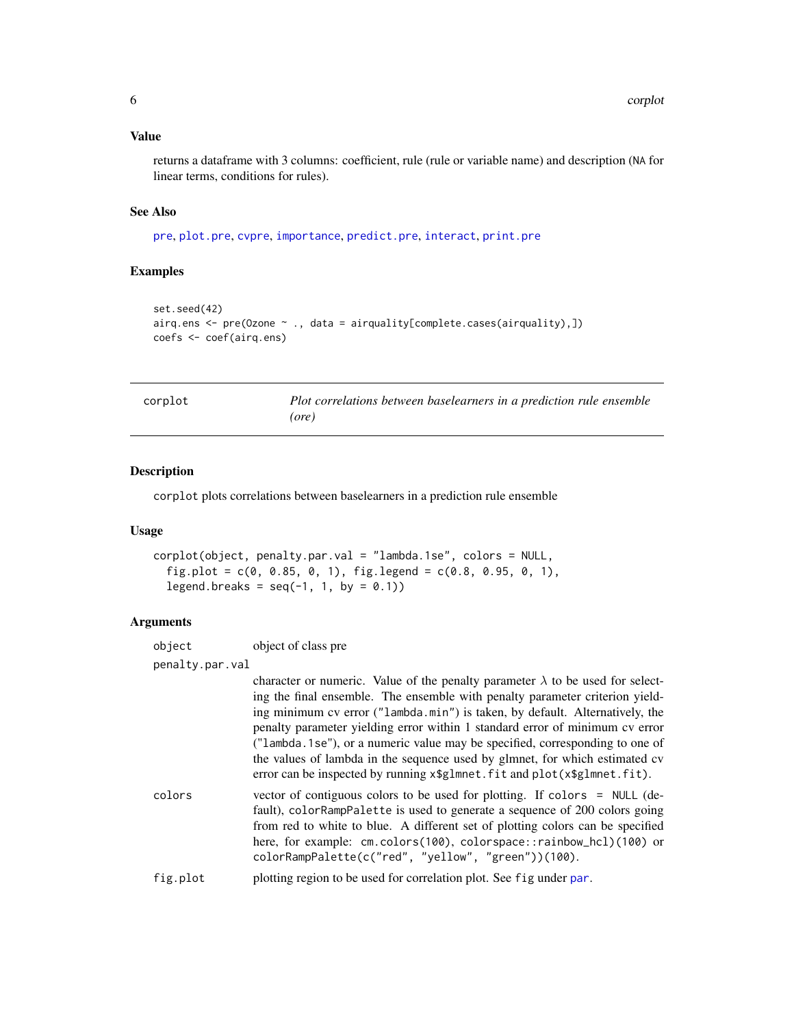## Value

returns a dataframe with 3 columns: coefficient, rule (rule or variable name) and description (NA for linear terms, conditions for rules).

## See Also

pre, plot.pre, cvpre, importance, predict.pre, interact, print.pre

## Examples

```
set.seed(42)
airq.ens <- pre(Ozone ~ ., data = airquality[complete.cases(airquality),])
coefs <- coef(airq.ens)
```

---

# corplot — *Plot correlations between baselearners in a prediction rule ensemble (ore)*

---

## Description

corplot plots correlations between baselearners in a prediction rule ensemble

## Usage

```
corplot(object, penalty.par.val = "lambda.1se", colors = NULL,
  fig.plot = c(0, 0.85, 0, 1), fig.legend = c(0.8, 0.95, 0, 1),
  legend.breaks = seq(-1, 1, by = 0.1))
```

## Arguments

| | |
|---|---|
| object | object of class pre |
| penalty.par.val | character or numeric. Value of the penalty parameter $\lambda$ to be used for selecting the final ensemble. The ensemble with penalty parameter criterion yielding minimum cv error ("lambda.min") is taken, by default. Alternatively, the penalty parameter yielding error within 1 standard error of minimum cv error ("lambda.1se"), or a numeric value may be specified, corresponding to one of the values of lambda in the sequence used by glmnet, for which estimated cv error can be inspected by running x$glmnet.fit and plot(x$glmnet.fit). |
| colors | vector of contiguous colors to be used for plotting. If colors = NULL (default), colorRampPalette is used to generate a sequence of 200 colors going from red to white to blue. A different set of plotting colors can be specified here, for example: cm.colors(100), colorspace::rainbow_hcl)(100) or colorRampPalette(c("red", "yellow", "green"))(100). |
| fig.plot | plotting region to be used for correlation plot. See fig under par. |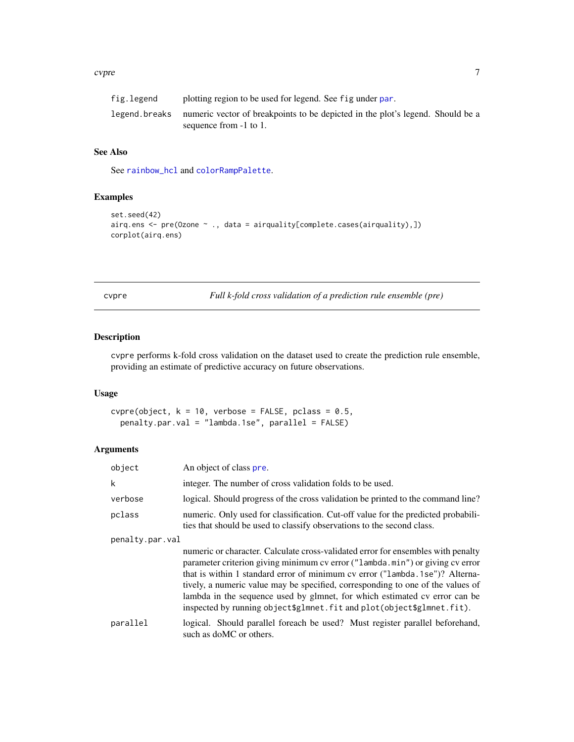| | |
|---|---|
| fig.legend | plotting region to be used for legend. See fig under par. |
| legend.breaks | numeric vector of breakpoints to be depicted in the plot's legend. Should be a sequence from -1 to 1. |

### See Also

See rainbow_hcl and colorRampPalette.

### Examples

```
set.seed(42)
airq.ens <- pre(Ozone ~ ., data = airquality[complete.cases(airquality),])
corplot(airq.ens)
```

---

## cvpre — *Full k-fold cross validation of a prediction rule ensemble (pre)*

### Description

cvpre performs k-fold cross validation on the dataset used to create the prediction rule ensemble, providing an estimate of predictive accuracy on future observations.

### Usage

```
cvpre(object, k = 10, verbose = FALSE, pclass = 0.5,
  penalty.par.val = "lambda.1se", parallel = FALSE)
```

### Arguments

| | |
|---|---|
| object | An object of class pre. |
| k | integer. The number of cross validation folds to be used. |
| verbose | logical. Should progress of the cross validation be printed to the command line? |
| pclass | numeric. Only used for classification. Cut-off value for the predicted probabilities that should be used to classify observations to the second class. |
| penalty.par.val | numeric or character. Calculate cross-validated error for ensembles with penalty parameter criterion giving minimum cv error ("lambda.min") or giving cv error that is within 1 standard error of minimum cv error ("lambda.1se")? Alternatively, a numeric value may be specified, corresponding to one of the values of lambda in the sequence used by glmnet, for which estimated cv error can be inspected by running object$glmnet.fit and plot(object$glmnet.fit). |
| parallel | logical. Should parallel foreach be used? Must register parallel beforehand, such as doMC or others. |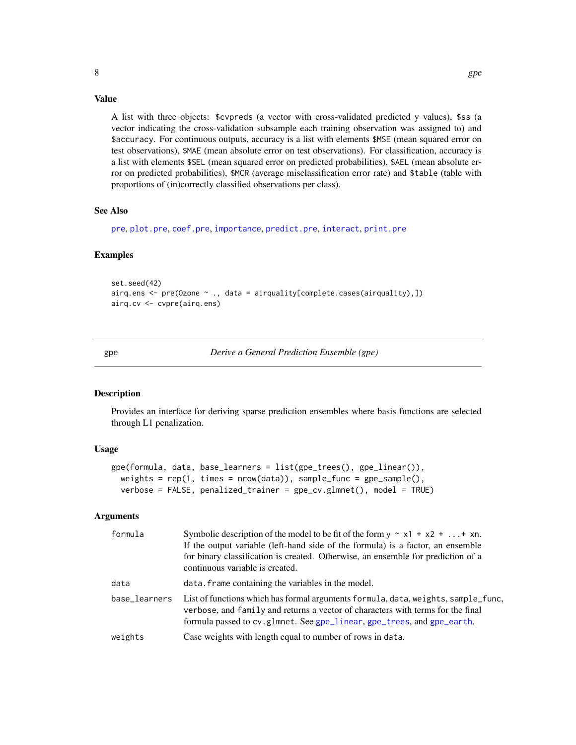## Value

A list with three objects: `$cvpreds` (a vector with cross-validated predicted y values), `$ss` (a vector indicating the cross-validation subsample each training observation was assigned to) and `$accuracy`. For continuous outputs, accuracy is a list with elements `$MSE` (mean squared error on test observations), `$MAE` (mean absolute error on test observations). For classification, accuracy is a list with elements `$SEL` (mean squared error on predicted probabilities), `$AEL` (mean absolute error on predicted probabilities), `$MCR` (average misclassification error rate) and `$table` (table with proportions of (in)correctly classified observations per class).

## See Also

pre, plot.pre, coef.pre, importance, predict.pre, interact, print.pre

## Examples

```
set.seed(42)
airq.ens <- pre(Ozone ~ ., data = airquality[complete.cases(airquality),])
airq.cv <- cvpre(airq.ens)
```

---

# gpe — *Derive a General Prediction Ensemble (gpe)*

## Description

Provides an interface for deriving sparse prediction ensembles where basis functions are selected through L1 penalization.

## Usage

```
gpe(formula, data, base_learners = list(gpe_trees(), gpe_linear()),
  weights = rep(1, times = nrow(data)), sample_func = gpe_sample(),
  verbose = FALSE, penalized_trainer = gpe_cv.glmnet(), model = TRUE)
```

## Arguments

| | |
|---|---|
| `formula` | Symbolic description of the model to be fit of the form `y ~ x1 + x2 + ...+ xn`. If the output variable (left-hand side of the formula) is a factor, an ensemble for binary classification is created. Otherwise, an ensemble for prediction of a continuous variable is created. |
| `data` | `data.frame` containing the variables in the model. |
| `base_learners` | List of functions which has formal arguments `formula`, `data`, `weights`, `sample_func`, `verbose`, and `family` and returns a vector of characters with terms for the final formula passed to `cv.glmnet`. See `gpe_linear`, `gpe_trees`, and `gpe_earth`. |
| `weights` | Case weights with length equal to number of rows in `data`. |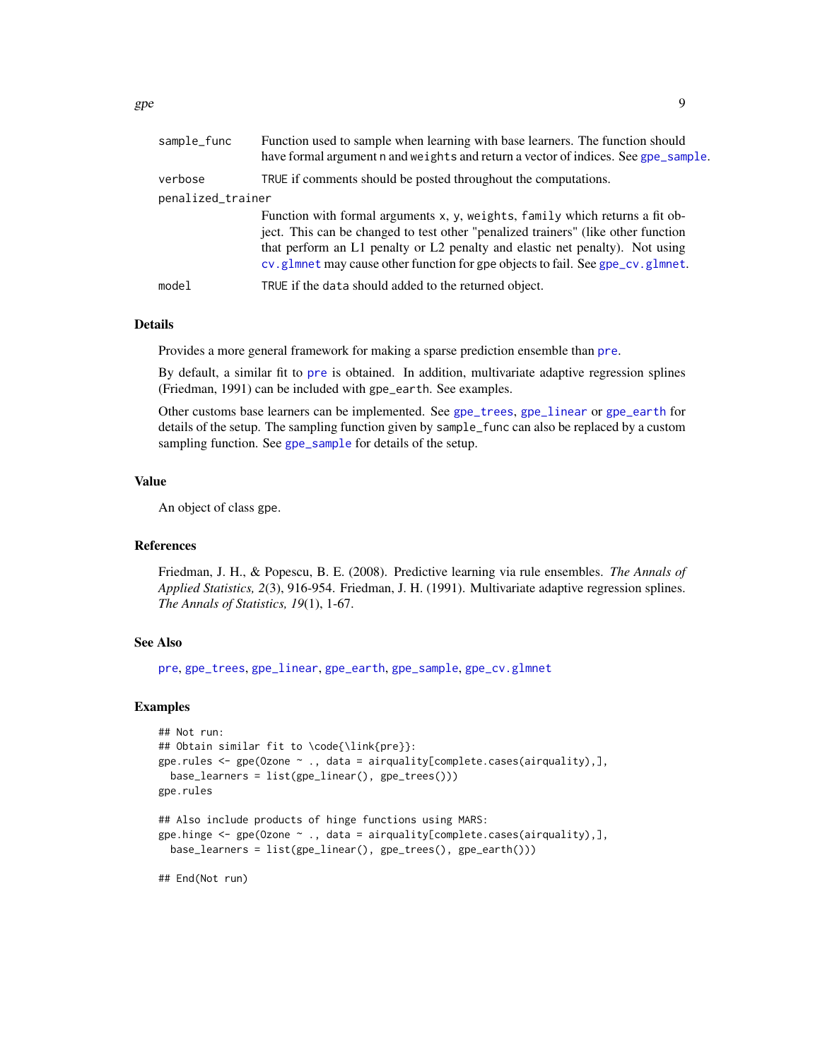| | |
|---|---|
| `sample_func` | Function used to sample when learning with base learners. The function should have formal argument `n` and `weights` and return a vector of indices. See `gpe_sample`. |
| `verbose` | `TRUE` if comments should be posted throughout the computations. |
| `penalized_trainer` | Function with formal arguments `x`, `y`, `weights`, `family` which returns a fit object. This can be changed to test other "penalized trainers" (like other function that perform an L1 penalty or L2 penalty and elastic net penalty). Not using `cv.glmnet` may cause other function for gpe objects to fail. See `gpe_cv.glmnet`. |
| `model` | `TRUE` if the `data` should added to the returned object. |

## Details

Provides a more general framework for making a sparse prediction ensemble than `pre`.

By default, a similar fit to `pre` is obtained. In addition, multivariate adaptive regression splines (Friedman, 1991) can be included with `gpe_earth`. See examples.

Other customs base learners can be implemented. See `gpe_trees`, `gpe_linear` or `gpe_earth` for details of the setup. The sampling function given by `sample_func` can also be replaced by a custom sampling function. See `gpe_sample` for details of the setup.

## Value

An object of class `gpe`.

## References

Friedman, J. H., & Popescu, B. E. (2008). Predictive learning via rule ensembles. *The Annals of Applied Statistics, 2*(3), 916-954. Friedman, J. H. (1991). Multivariate adaptive regression splines. *The Annals of Statistics, 19*(1), 1-67.

## See Also

`pre`, `gpe_trees`, `gpe_linear`, `gpe_earth`, `gpe_sample`, `gpe_cv.glmnet`

## Examples

```
## Not run:
## Obtain similar fit to \code{\link{pre}}:
gpe.rules <- gpe(Ozone ~ ., data = airquality[complete.cases(airquality),],
  base_learners = list(gpe_linear(), gpe_trees()))
gpe.rules

## Also include products of hinge functions using MARS:
gpe.hinge <- gpe(Ozone ~ ., data = airquality[complete.cases(airquality),],
  base_learners = list(gpe_linear(), gpe_trees(), gpe_earth()))

## End(Not run)
```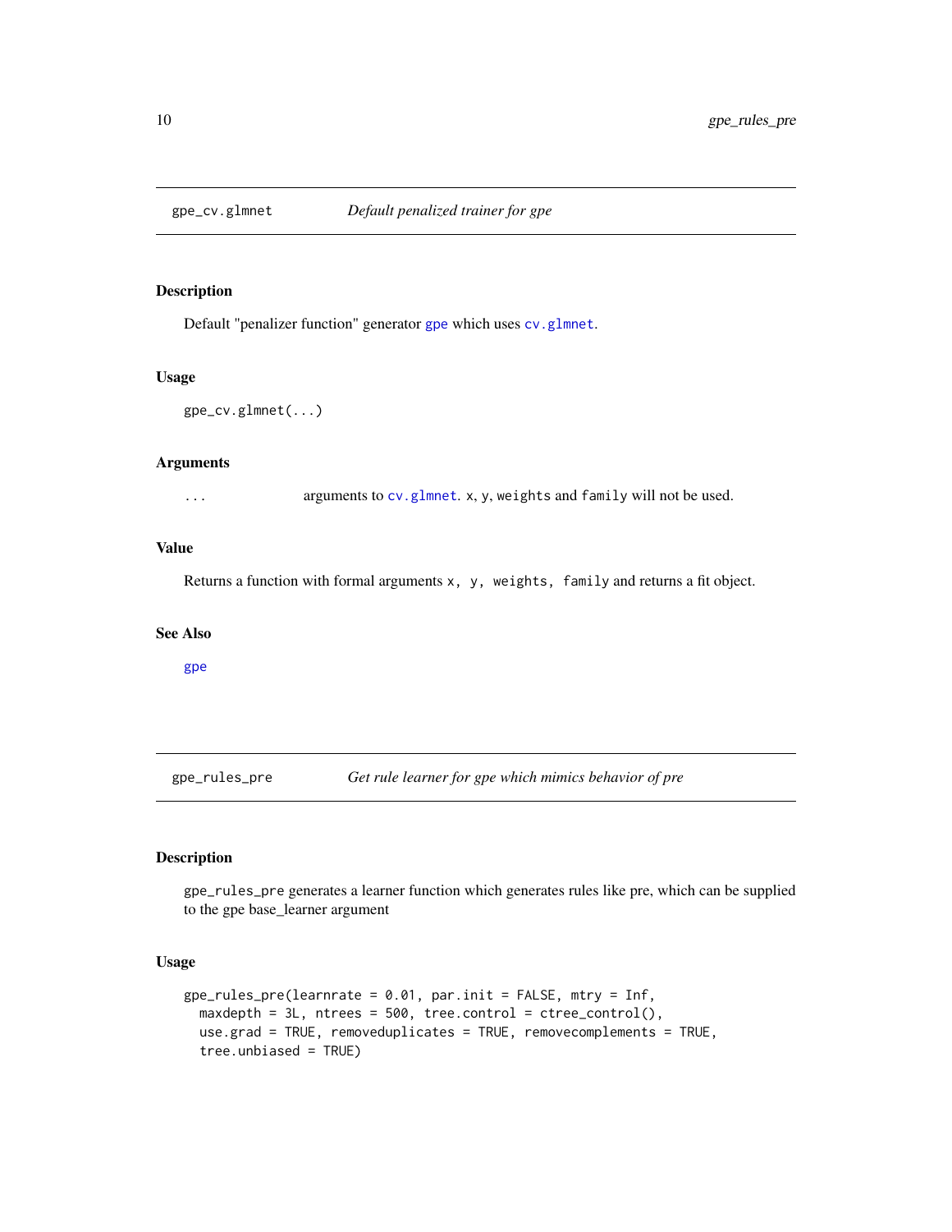## gpe_cv.glmnet *Default penalized trainer for gpe*

### Description

Default "penalizer function" generator gpe which uses cv.glmnet.

### Usage

```
gpe_cv.glmnet(...)
```

### Arguments

| | |
|---|---|
| ... | arguments to cv.glmnet. x, y, weights and family will not be used. |

### Value

Returns a function with formal arguments x, y, weights, family and returns a fit object.

### See Also

gpe

## gpe_rules_pre *Get rule learner for gpe which mimics behavior of pre*

### Description

gpe_rules_pre generates a learner function which generates rules like pre, which can be supplied to the gpe base_learner argument

### Usage

```
gpe_rules_pre(learnrate = 0.01, par.init = FALSE, mtry = Inf,
  maxdepth = 3L, ntrees = 500, tree.control = ctree_control(),
  use.grad = TRUE, removeduplicates = TRUE, removecomplements = TRUE,
  tree.unbiased = TRUE)
```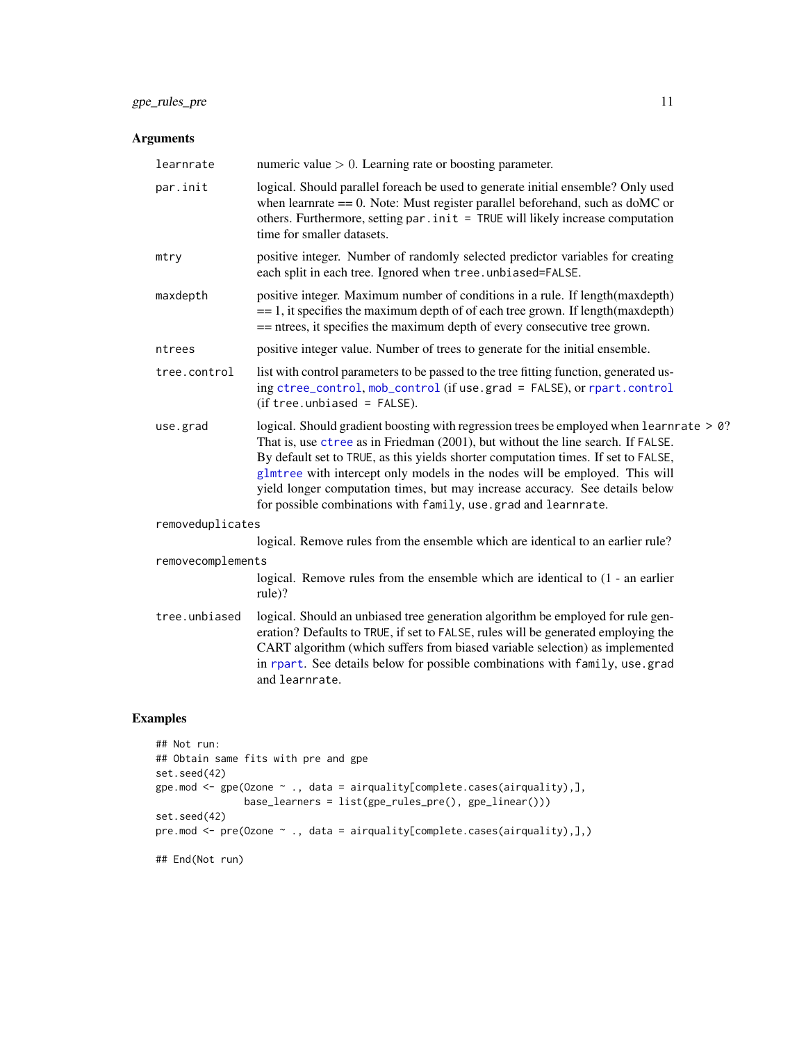## Arguments

| | |
|---|---|
| `learnrate` | numeric value $> 0$. Learning rate or boosting parameter. |
| `par.init` | logical. Should parallel foreach be used to generate initial ensemble? Only used when learnrate == 0. Note: Must register parallel beforehand, such as doMC or others. Furthermore, setting `par.init = TRUE` will likely increase computation time for smaller datasets. |
| `mtry` | positive integer. Number of randomly selected predictor variables for creating each split in each tree. Ignored when `tree.unbiased=FALSE`. |
| `maxdepth` | positive integer. Maximum number of conditions in a rule. If length(maxdepth) == 1, it specifies the maximum depth of of each tree grown. If length(maxdepth) == ntrees, it specifies the maximum depth of every consecutive tree grown. |
| `ntrees` | positive integer value. Number of trees to generate for the initial ensemble. |
| `tree.control` | list with control parameters to be passed to the tree fitting function, generated using `ctree_control`, `mob_control` (if `use.grad = FALSE`), or `rpart.control` (if `tree.unbiased = FALSE`). |
| `use.grad` | logical. Should gradient boosting with regression trees be employed when `learnrate > 0`? That is, use `ctree` as in Friedman (2001), but without the line search. If `FALSE`. By default set to `TRUE`, as this yields shorter computation times. If set to `FALSE`, `glmtree` with intercept only models in the nodes will be employed. This will yield longer computation times, but may increase accuracy. See details below for possible combinations with `family`, `use.grad` and `learnrate`. |
| `removeduplicates` | logical. Remove rules from the ensemble which are identical to an earlier rule? |
| `removecomplements` | logical. Remove rules from the ensemble which are identical to (1 - an earlier rule)? |
| `tree.unbiased` | logical. Should an unbiased tree generation algorithm be employed for rule generation? Defaults to `TRUE`, if set to `FALSE`, rules will be generated employing the CART algorithm (which suffers from biased variable selection) as implemented in `rpart`. See details below for possible combinations with `family`, `use.grad` and `learnrate`. |

## Examples

```
## Not run:
## Obtain same fits with pre and gpe
set.seed(42)
gpe.mod <- gpe(Ozone ~ ., data = airquality[complete.cases(airquality),],
               base_learners = list(gpe_rules_pre(), gpe_linear()))
set.seed(42)
pre.mod <- pre(Ozone ~ ., data = airquality[complete.cases(airquality),],)

## End(Not run)
```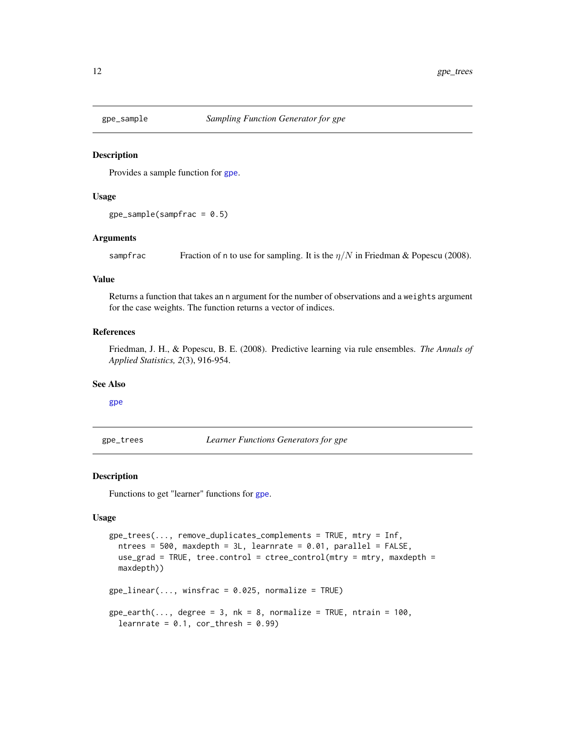## gpe_sample — *Sampling Function Generator for gpe*

### Description

Provides a sample function for gpe.

### Usage

```
gpe_sample(sampfrac = 0.5)
```

### Arguments

| | |
|---|---|
| sampfrac | Fraction of n to use for sampling. It is the $\eta/N$ in Friedman & Popescu (2008). |

### Value

Returns a function that takes an n argument for the number of observations and a weights argument for the case weights. The function returns a vector of indices.

### References

Friedman, J. H., & Popescu, B. E. (2008). Predictive learning via rule ensembles. *The Annals of Applied Statistics, 2*(3), 916-954.

### See Also

gpe

## gpe_trees — *Learner Functions Generators for gpe*

### Description

Functions to get "learner" functions for gpe.

### Usage

```
gpe_trees(..., remove_duplicates_complements = TRUE, mtry = Inf,
  ntrees = 500, maxdepth = 3L, learnrate = 0.01, parallel = FALSE,
  use_grad = TRUE, tree.control = ctree_control(mtry = mtry, maxdepth =
  maxdepth))

gpe_linear(..., winsfrac = 0.025, normalize = TRUE)

gpe_earth(..., degree = 3, nk = 8, normalize = TRUE, ntrain = 100,
  learnrate = 0.1, cor_thresh = 0.99)
```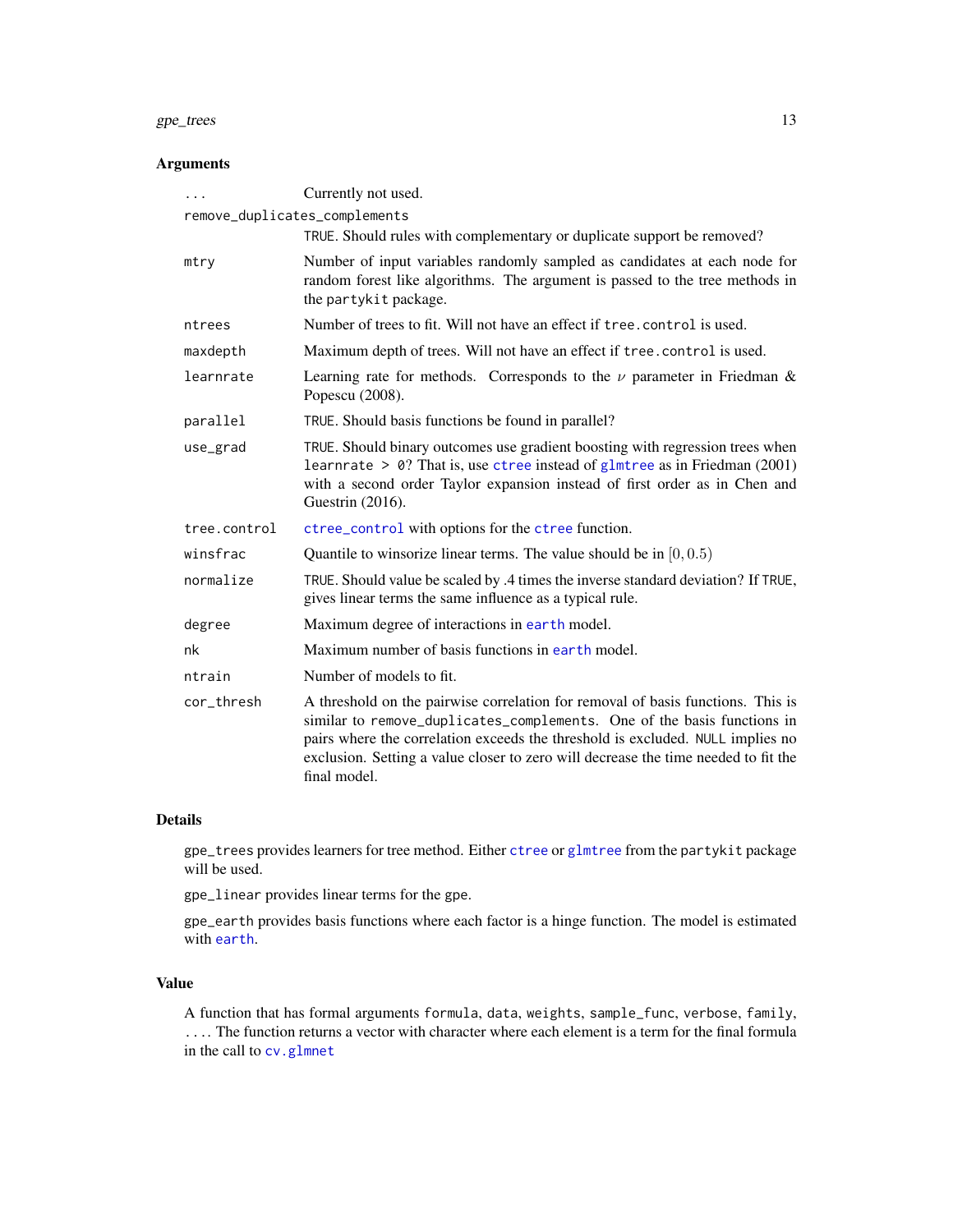## Arguments

| | |
|---|---|
| `...` | Currently not used. |
| `remove_duplicates_complements` | `TRUE`. Should rules with complementary or duplicate support be removed? |
| `mtry` | Number of input variables randomly sampled as candidates at each node for random forest like algorithms. The argument is passed to the tree methods in the `partykit` package. |
| `ntrees` | Number of trees to fit. Will not have an effect if `tree.control` is used. |
| `maxdepth` | Maximum depth of trees. Will not have an effect if `tree.control` is used. |
| `learnrate` | Learning rate for methods. Corresponds to the $\nu$ parameter in Friedman & Popescu (2008). |
| `parallel` | `TRUE`. Should basis functions be found in parallel? |
| `use_grad` | `TRUE`. Should binary outcomes use gradient boosting with regression trees when `learnrate > 0`? That is, use `ctree` instead of `glmtree` as in Friedman (2001) with a second order Taylor expansion instead of first order as in Chen and Guestrin (2016). |
| `tree.control` | `ctree_control` with options for the `ctree` function. |
| `winsfrac` | Quantile to winsorize linear terms. The value should be in $[0, 0.5)$ |
| `normalize` | `TRUE`. Should value be scaled by .4 times the inverse standard deviation? If `TRUE`, gives linear terms the same influence as a typical rule. |
| `degree` | Maximum degree of interactions in `earth` model. |
| `nk` | Maximum number of basis functions in `earth` model. |
| `ntrain` | Number of models to fit. |
| `cor_thresh` | A threshold on the pairwise correlation for removal of basis functions. This is similar to `remove_duplicates_complements`. One of the basis functions in pairs where the correlation exceeds the threshold is excluded. `NULL` implies no exclusion. Setting a value closer to zero will decrease the time needed to fit the final model. |

## Details

`gpe_trees` provides learners for tree method. Either `ctree` or `glmtree` from the `partykit` package will be used.

`gpe_linear` provides linear terms for the gpe.

`gpe_earth` provides basis functions where each factor is a hinge function. The model is estimated with `earth`.

## Value

A function that has formal arguments `formula`, `data`, `weights`, `sample_func`, `verbose`, `family`, `...`. The function returns a vector with character where each element is a term for the final formula in the call to `cv.glmnet`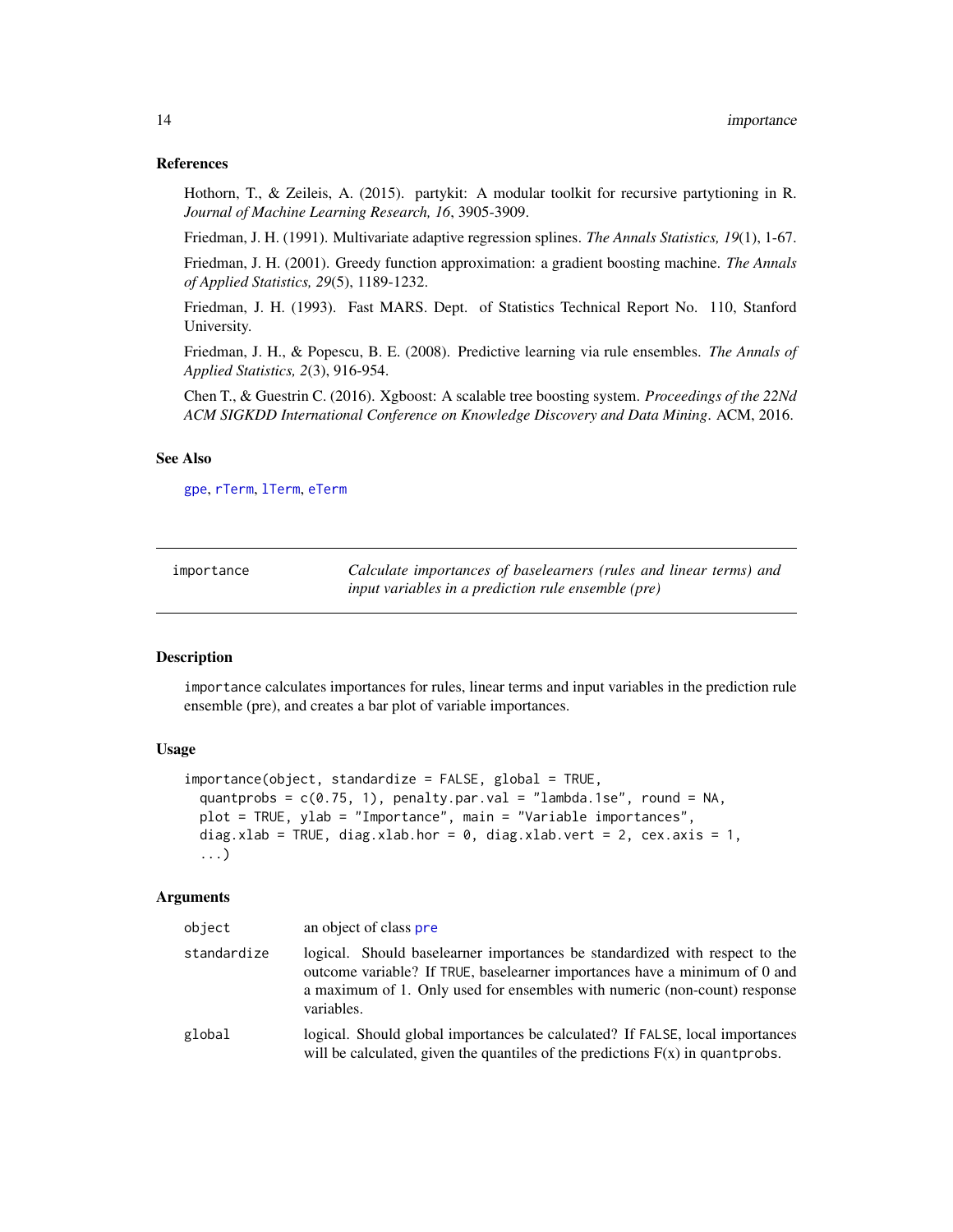### References

Hothorn, T., & Zeileis, A. (2015). partykit: A modular toolkit for recursive partytioning in R. *Journal of Machine Learning Research, 16*, 3905-3909.

Friedman, J. H. (1991). Multivariate adaptive regression splines. *The Annals Statistics, 19*(1), 1-67.

Friedman, J. H. (2001). Greedy function approximation: a gradient boosting machine. *The Annals of Applied Statistics, 29*(5), 1189-1232.

Friedman, J. H. (1993). Fast MARS. Dept. of Statistics Technical Report No. 110, Stanford University.

Friedman, J. H., & Popescu, B. E. (2008). Predictive learning via rule ensembles. *The Annals of Applied Statistics, 2*(3), 916-954.

Chen T., & Guestrin C. (2016). Xgboost: A scalable tree boosting system. *Proceedings of the 22Nd ACM SIGKDD International Conference on Knowledge Discovery and Data Mining*. ACM, 2016.

### See Also

`gpe`, `rTerm`, `lTerm`, `eTerm`

---

## importance — *Calculate importances of baselearners (rules and linear terms) and input variables in a prediction rule ensemble (pre)*

---

### Description

`importance` calculates importances for rules, linear terms and input variables in the prediction rule ensemble (pre), and creates a bar plot of variable importances.

### Usage

```
importance(object, standardize = FALSE, global = TRUE,
  quantprobs = c(0.75, 1), penalty.par.val = "lambda.1se", round = NA,
  plot = TRUE, ylab = "Importance", main = "Variable importances",
  diag.xlab = TRUE, diag.xlab.hor = 0, diag.xlab.vert = 2, cex.axis = 1,
  ...)
```

### Arguments

| | |
|---|---|
| `object` | an object of class `pre` |
| `standardize` | logical. Should baselearner importances be standardized with respect to the outcome variable? If `TRUE`, baselearner importances have a minimum of 0 and a maximum of 1. Only used for ensembles with numeric (non-count) response variables. |
| `global` | logical. Should global importances be calculated? If `FALSE`, local importances will be calculated, given the quantiles of the predictions F(x) in `quantprobs`. |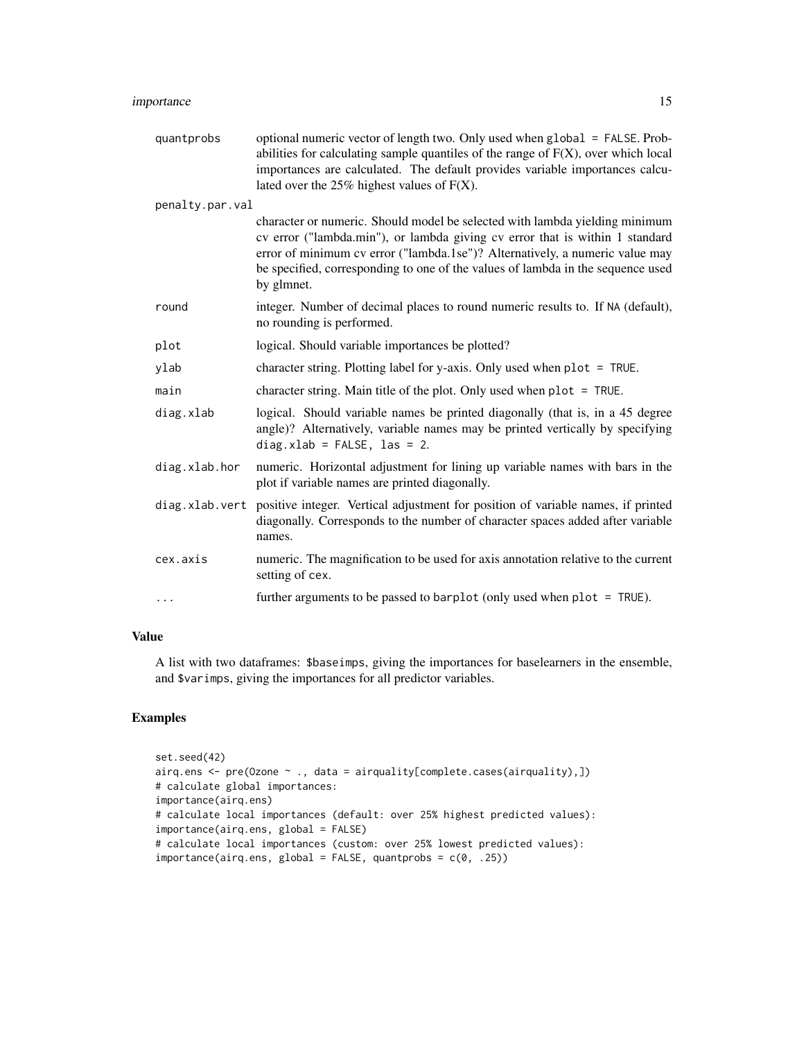| | |
|---|---|
| quantprobs | optional numeric vector of length two. Only used when `global = FALSE`. Probabilities for calculating sample quantiles of the range of F(X), over which local importances are calculated. The default provides variable importances calculated over the 25% highest values of F(X). |
| penalty.par.val | character or numeric. Should model be selected with lambda yielding minimum cv error ("lambda.min"), or lambda giving cv error that is within 1 standard error of minimum cv error ("lambda.1se")? Alternatively, a numeric value may be specified, corresponding to one of the values of lambda in the sequence used by glmnet. |
| round | integer. Number of decimal places to round numeric results to. If `NA` (default), no rounding is performed. |
| plot | logical. Should variable importances be plotted? |
| ylab | character string. Plotting label for y-axis. Only used when `plot = TRUE`. |
| main | character string. Main title of the plot. Only used when `plot = TRUE`. |
| diag.xlab | logical. Should variable names be printed diagonally (that is, in a 45 degree angle)? Alternatively, variable names may be printed vertically by specifying `diag.xlab = FALSE, las = 2`. |
| diag.xlab.hor | numeric. Horizontal adjustment for lining up variable names with bars in the plot if variable names are printed diagonally. |
| diag.xlab.vert | positive integer. Vertical adjustment for position of variable names, if printed diagonally. Corresponds to the number of character spaces added after variable names. |
| cex.axis | numeric. The magnification to be used for axis annotation relative to the current setting of `cex`. |
| ... | further arguments to be passed to `barplot` (only used when `plot = TRUE`). |

## Value

A list with two dataframes: `$baseimps`, giving the importances for baselearners in the ensemble, and `$varimps`, giving the importances for all predictor variables.

## Examples

```
set.seed(42)
airq.ens <- pre(Ozone ~ ., data = airquality[complete.cases(airquality),])
# calculate global importances:
importance(airq.ens)
# calculate local importances (default: over 25% highest predicted values):
importance(airq.ens, global = FALSE)
# calculate local importances (custom: over 25% lowest predicted values):
importance(airq.ens, global = FALSE, quantprobs = c(0, .25))
```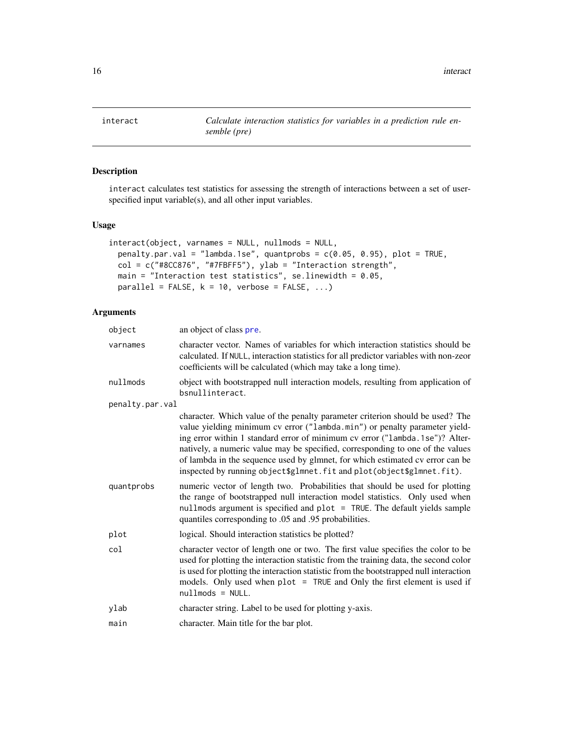**interact** *Calculate interaction statistics for variables in a prediction rule ensemble (pre)*

## Description

`interact` calculates test statistics for assessing the strength of interactions between a set of user-specified input variable(s), and all other input variables.

## Usage

```
interact(object, varnames = NULL, nullmods = NULL,
  penalty.par.val = "lambda.1se", quantprobs = c(0.05, 0.95), plot = TRUE,
  col = c("#8CC876", "#7FBFF5"), ylab = "Interaction strength",
  main = "Interaction test statistics", se.linewidth = 0.05,
  parallel = FALSE, k = 10, verbose = FALSE, ...)
```

## Arguments

| | |
|---|---|
| `object` | an object of class `pre`. |
| `varnames` | character vector. Names of variables for which interaction statistics should be calculated. If `NULL`, interaction statistics for all predictor variables with non-zeor coefficients will be calculated (which may take a long time). |
| `nullmods` | object with bootstrapped null interaction models, resulting from application of `bsnullinteract`. |
| `penalty.par.val` | character. Which value of the penalty parameter criterion should be used? The value yielding minimum cv error (`"lambda.min"`) or penalty parameter yielding error within 1 standard error of minimum cv error (`"lambda.1se"`)? Alternatively, a numeric value may be specified, corresponding to one of the values of lambda in the sequence used by glmnet, for which estimated cv error can be inspected by running `object$glmnet.fit` and `plot(object$glmnet.fit)`. |
| `quantprobs` | numeric vector of length two. Probabilities that should be used for plotting the range of bootstrapped null interaction model statistics. Only used when `nullmods` argument is specified and `plot = TRUE`. The default yields sample quantiles corresponding to .05 and .95 probabilities. |
| `plot` | logical. Should interaction statistics be plotted? |
| `col` | character vector of length one or two. The first value specifies the color to be used for plotting the interaction statistic from the training data, the second color is used for plotting the interaction statistic from the bootstrapped null interaction models. Only used when `plot = TRUE` and Only the first element is used if `nullmods = NULL`. |
| `ylab` | character string. Label to be used for plotting y-axis. |
| `main` | character. Main title for the bar plot. |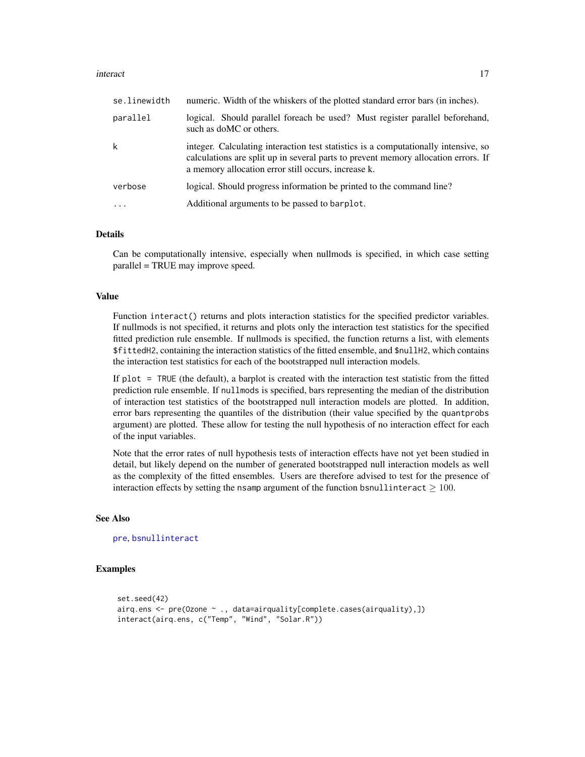| | |
|---|---|
| `se.linewidth` | numeric. Width of the whiskers of the plotted standard error bars (in inches). |
| `parallel` | logical. Should parallel foreach be used? Must register parallel beforehand, such as doMC or others. |
| `k` | integer. Calculating interaction test statistics is a computationally intensive, so calculations are split up in several parts to prevent memory allocation errors. If a memory allocation error still occurs, increase k. |
| `verbose` | logical. Should progress information be printed to the command line? |
| `...` | Additional arguments to be passed to `barplot`. |

## Details

Can be computationally intensive, especially when nullmods is specified, in which case setting parallel = TRUE may improve speed.

## Value

Function `interact()` returns and plots interaction statistics for the specified predictor variables. If nullmods is not specified, it returns and plots only the interaction test statistics for the specified fitted prediction rule ensemble. If nullmods is specified, the function returns a list, with elements `$fittedH2`, containing the interaction statistics of the fitted ensemble, and `$nullH2`, which contains the interaction test statistics for each of the bootstrapped null interaction models.

If `plot = TRUE` (the default), a barplot is created with the interaction test statistic from the fitted prediction rule ensemble. If `nullmods` is specified, bars representing the median of the distribution of interaction test statistics of the bootstrapped null interaction models are plotted. In addition, error bars representing the quantiles of the distribution (their value specified by the `quantprobs` argument) are plotted. These allow for testing the null hypothesis of no interaction effect for each of the input variables.

Note that the error rates of null hypothesis tests of interaction effects have not yet been studied in detail, but likely depend on the number of generated bootstrapped null interaction models as well as the complexity of the fitted ensembles. Users are therefore advised to test for the presence of interaction effects by setting the `nsamp` argument of the function `bsnullinteract` $\geq 100$.

## See Also

`pre`, `bsnullinteract`

## Examples

```
set.seed(42)
airq.ens <- pre(Ozone ~ ., data=airquality[complete.cases(airquality),])
interact(airq.ens, c("Temp", "Wind", "Solar.R"))
```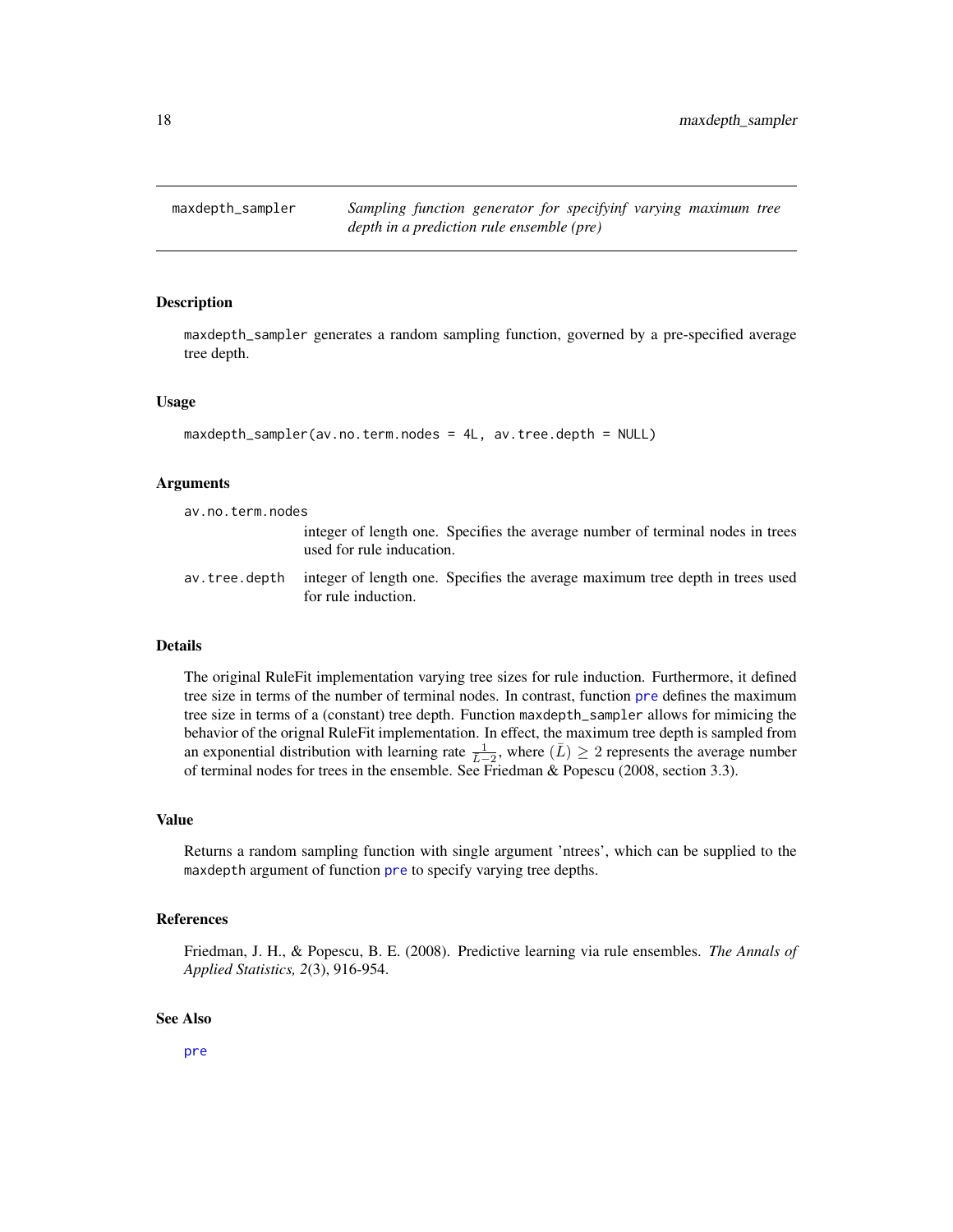maxdepth_sampler — *Sampling function generator for specifyinf varying maximum tree depth in a prediction rule ensemble (pre)*

### Description

maxdepth_sampler generates a random sampling function, governed by a pre-specified average tree depth.

### Usage

```
maxdepth_sampler(av.no.term.nodes = 4L, av.tree.depth = NULL)
```

### Arguments

av.no.term.nodes
: integer of length one. Specifies the average number of terminal nodes in trees used for rule inducation.

av.tree.depth
: integer of length one. Specifies the average maximum tree depth in trees used for rule induction.

### Details

The original RuleFit implementation varying tree sizes for rule induction. Furthermore, it defined tree size in terms of the number of terminal nodes. In contrast, function pre defines the maximum tree size in terms of a (constant) tree depth. Function maxdepth_sampler allows for mimicing the behavior of the orignal RuleFit implementation. In effect, the maximum tree depth is sampled from an exponential distribution with learning rate $\frac{1}{\bar{L}-2}$, where $(\bar{L}) \geq 2$ represents the average number of terminal nodes for trees in the ensemble. See Friedman & Popescu (2008, section 3.3).

### Value

Returns a random sampling function with single argument 'ntrees', which can be supplied to the maxdepth argument of function pre to specify varying tree depths.

### References

Friedman, J. H., & Popescu, B. E. (2008). Predictive learning via rule ensembles. *The Annals of Applied Statistics, 2*(3), 916-954.

### See Also

pre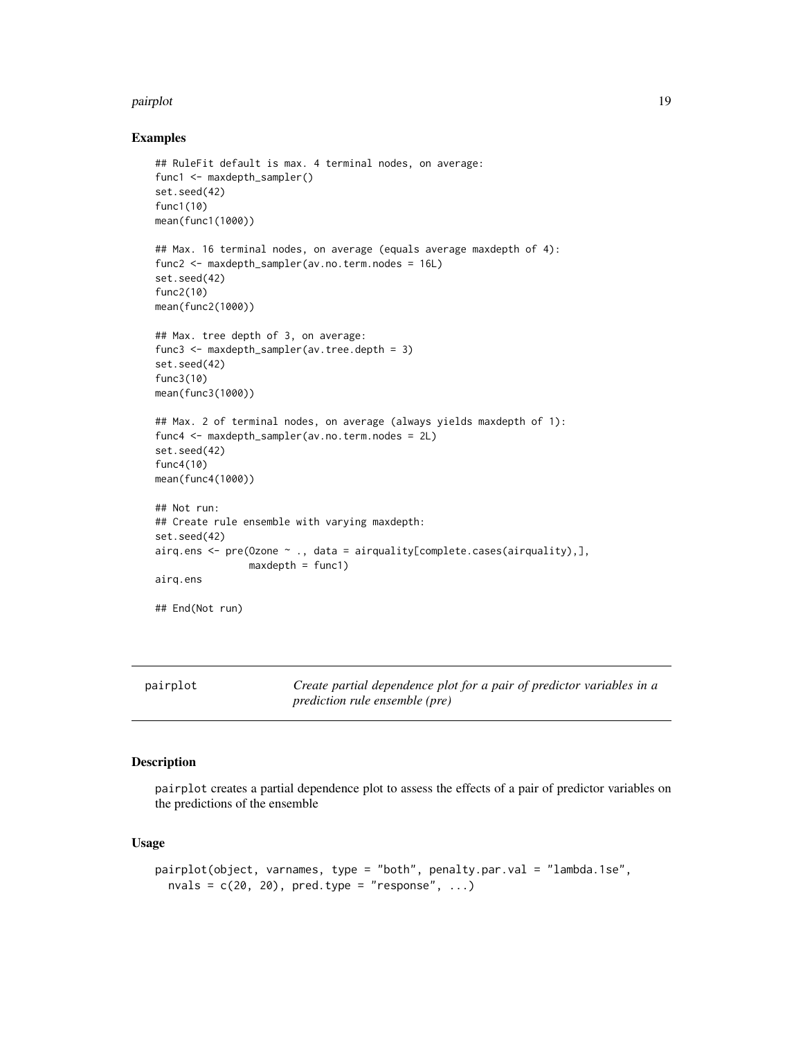## Examples

```
## RuleFit default is max. 4 terminal nodes, on average:
func1 <- maxdepth_sampler()
set.seed(42)
func1(10)
mean(func1(1000))

## Max. 16 terminal nodes, on average (equals average maxdepth of 4):
func2 <- maxdepth_sampler(av.no.term.nodes = 16L)
set.seed(42)
func2(10)
mean(func2(1000))

## Max. tree depth of 3, on average:
func3 <- maxdepth_sampler(av.tree.depth = 3)
set.seed(42)
func3(10)
mean(func3(1000))

## Max. 2 of terminal nodes, on average (always yields maxdepth of 1):
func4 <- maxdepth_sampler(av.no.term.nodes = 2L)
set.seed(42)
func4(10)
mean(func4(1000))

## Not run:
## Create rule ensemble with varying maxdepth:
set.seed(42)
airq.ens <- pre(Ozone ~ ., data = airquality[complete.cases(airquality),],
               maxdepth = func1)
airq.ens

## End(Not run)
```

---

| pairplot | *Create partial dependence plot for a pair of predictor variables in a prediction rule ensemble (pre)* |
|---|---|

---

## Description

pairplot creates a partial dependence plot to assess the effects of a pair of predictor variables on the predictions of the ensemble

## Usage

```
pairplot(object, varnames, type = "both", penalty.par.val = "lambda.1se",
  nvals = c(20, 20), pred.type = "response", ...)
```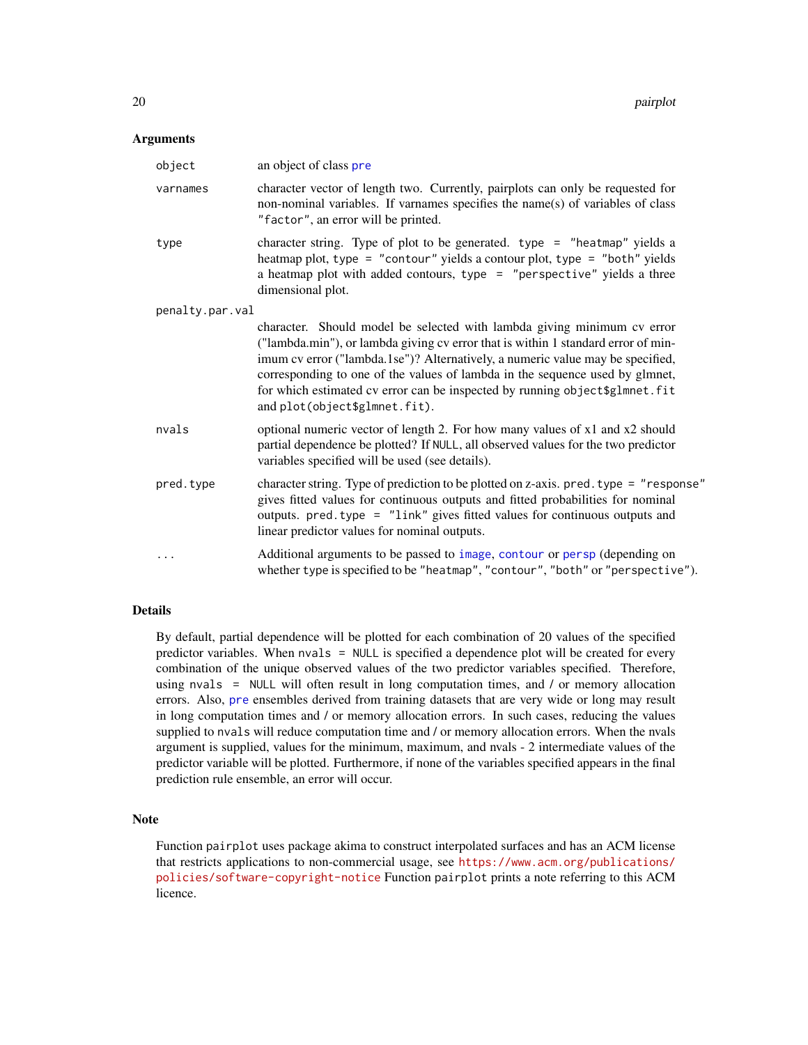## Arguments

| | |
|---|---|
| `object` | an object of class `pre` |
| `varnames` | character vector of length two. Currently, pairplots can only be requested for non-nominal variables. If varnames specifies the name(s) of variables of class `"factor"`, an error will be printed. |
| `type` | character string. Type of plot to be generated. `type = "heatmap"` yields a heatmap plot, `type = "contour"` yields a contour plot, `type = "both"` yields a heatmap plot with added contours, `type = "perspective"` yields a three dimensional plot. |
| `penalty.par.val` | character. Should model be selected with lambda giving minimum cv error ("lambda.min"), or lambda giving cv error that is within 1 standard error of minimum cv error ("lambda.1se")? Alternatively, a numeric value may be specified, corresponding to one of the values of lambda in the sequence used by glmnet, for which estimated cv error can be inspected by running `object$glmnet.fit` and `plot(object$glmnet.fit)`. |
| `nvals` | optional numeric vector of length 2. For how many values of x1 and x2 should partial dependence be plotted? If `NULL`, all observed values for the two predictor variables specified will be used (see details). |
| `pred.type` | character string. Type of prediction to be plotted on z-axis. `pred.type = "response"` gives fitted values for continuous outputs and fitted probabilities for nominal outputs. `pred.type = "link"` gives fitted values for continuous outputs and linear predictor values for nominal outputs. |
| `...` | Additional arguments to be passed to `image`, `contour` or `persp` (depending on whether `type` is specified to be `"heatmap"`, `"contour"`, `"both"` or `"perspective"`). |

## Details

By default, partial dependence will be plotted for each combination of 20 values of the specified predictor variables. When `nvals = NULL` is specified a dependence plot will be created for every combination of the unique observed values of the two predictor variables specified. Therefore, using `nvals = NULL` will often result in long computation times, and / or memory allocation errors. Also, `pre` ensembles derived from training datasets that are very wide or long may result in long computation times and / or memory allocation errors. In such cases, reducing the values supplied to `nvals` will reduce computation time and / or memory allocation errors. When the nvals argument is supplied, values for the minimum, maximum, and nvals - 2 intermediate values of the predictor variable will be plotted. Furthermore, if none of the variables specified appears in the final prediction rule ensemble, an error will occur.

## Note

Function `pairplot` uses package akima to construct interpolated surfaces and has an ACM license that restricts applications to non-commercial usage, see `https://www.acm.org/publications/policies/software-copyright-notice` Function `pairplot` prints a note referring to this ACM licence.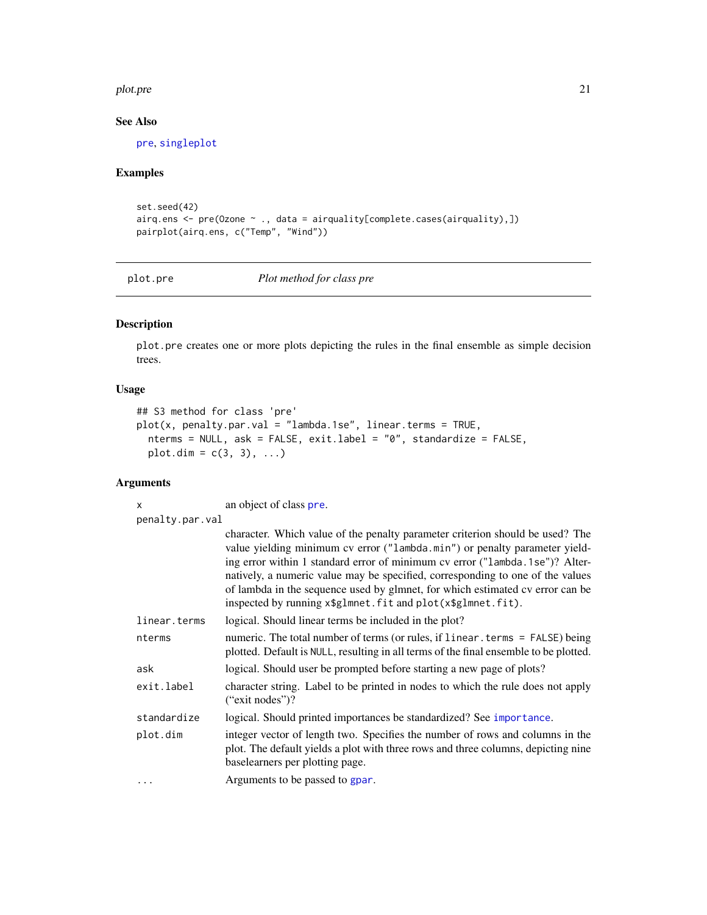## See Also

pre, singleplot

## Examples

```
set.seed(42)
airq.ens <- pre(Ozone ~ ., data = airquality[complete.cases(airquality),])
pairplot(airq.ens, c("Temp", "Wind"))
```

---

# plot.pre — *Plot method for class pre*

---

## Description

`plot.pre` creates one or more plots depicting the rules in the final ensemble as simple decision trees.

## Usage

```
## S3 method for class 'pre'
plot(x, penalty.par.val = "lambda.1se", linear.terms = TRUE,
  nterms = NULL, ask = FALSE, exit.label = "0", standardize = FALSE,
  plot.dim = c(3, 3), ...)
```

## Arguments

| | |
|---|---|
| `x` | an object of class pre. |
| `penalty.par.val` | character. Which value of the penalty parameter criterion should be used? The value yielding minimum cv error ("`lambda.min`") or penalty parameter yielding error within 1 standard error of minimum cv error ("`lambda.1se`")? Alternatively, a numeric value may be specified, corresponding to one of the values of lambda in the sequence used by glmnet, for which estimated cv error can be inspected by running `x$glmnet.fit` and `plot(x$glmnet.fit)`. |
| `linear.terms` | logical. Should linear terms be included in the plot? |
| `nterms` | numeric. The total number of terms (or rules, if `linear.terms = FALSE`) being plotted. Default is `NULL`, resulting in all terms of the final ensemble to be plotted. |
| `ask` | logical. Should user be prompted before starting a new page of plots? |
| `exit.label` | character string. Label to be printed in nodes to which the rule does not apply ("exit nodes")? |
| `standardize` | logical. Should printed importances be standardized? See importance. |
| `plot.dim` | integer vector of length two. Specifies the number of rows and columns in the plot. The default yields a plot with three rows and three columns, depicting nine baselearners per plotting page. |
| `...` | Arguments to be passed to gpar. |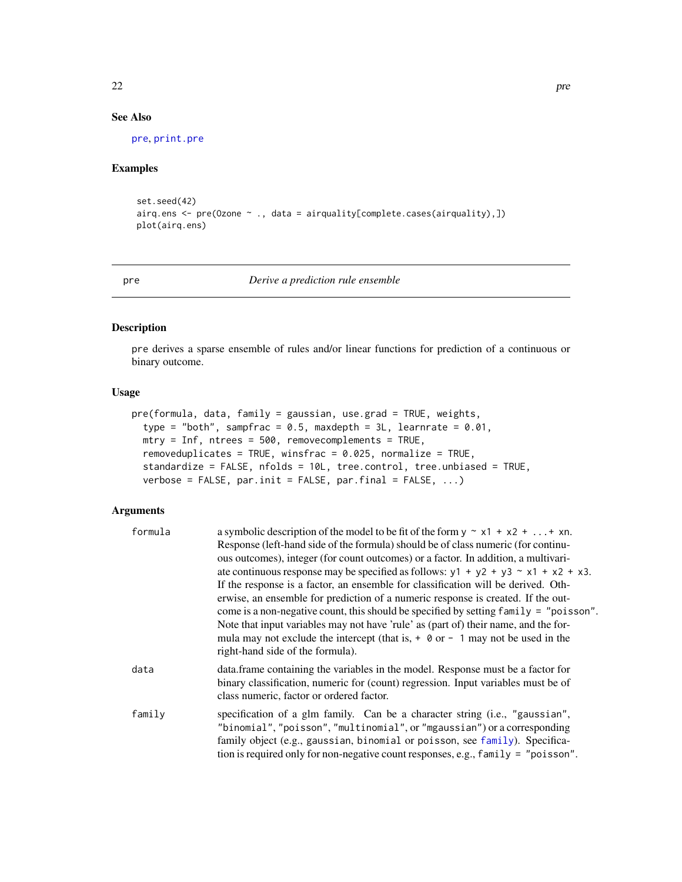## See Also

pre, print.pre

## Examples

```
set.seed(42)
airq.ens <- pre(Ozone ~ ., data = airquality[complete.cases(airquality),])
plot(airq.ens)
```

---

# pre — *Derive a prediction rule ensemble*

## Description

pre derives a sparse ensemble of rules and/or linear functions for prediction of a continuous or binary outcome.

## Usage

```
pre(formula, data, family = gaussian, use.grad = TRUE, weights,
  type = "both", sampfrac = 0.5, maxdepth = 3L, learnrate = 0.01,
  mtry = Inf, ntrees = 500, removecomplements = TRUE,
  removeduplicates = TRUE, winsfrac = 0.025, normalize = TRUE,
  standardize = FALSE, nfolds = 10L, tree.control, tree.unbiased = TRUE,
  verbose = FALSE, par.init = FALSE, par.final = FALSE, ...)
```

## Arguments

| Argument | Description |
|---|---|
| `formula` | a symbolic description of the model to be fit of the form `y ~ x1 + x2 + ...+ xn`. Response (left-hand side of the formula) should be of class numeric (for continuous outcomes), integer (for count outcomes) or a factor. In addition, a multivariate continuous response may be specified as follows: `y1 + y2 + y3 ~ x1 + x2 + x3`. If the response is a factor, an ensemble for classification will be derived. Otherwise, an ensemble for prediction of a numeric response is created. If the outcome is a non-negative count, this should be specified by setting `family = "poisson"`. Note that input variables may not have 'rule' as (part of) their name, and the formula may not exclude the intercept (that is, `+ 0` or `- 1` may not be used in the right-hand side of the formula). |
| `data` | data.frame containing the variables in the model. Response must be a factor for binary classification, numeric for (count) regression. Input variables must be of class numeric, factor or ordered factor. |
| `family` | specification of a glm family. Can be a character string (i.e., `"gaussian"`, `"binomial"`, `"poisson"`, `"multinomial"`, or `"mgaussian"`) or a corresponding family object (e.g., `gaussian`, `binomial` or `poisson`, see `family`). Specification is required only for non-negative count responses, e.g., `family = "poisson"`. |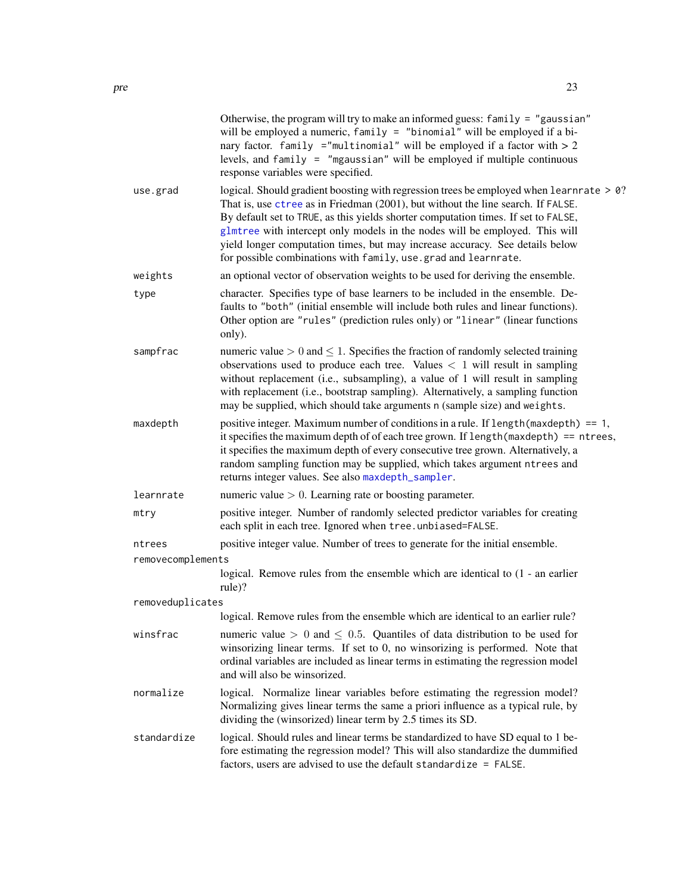Otherwise, the program will try to make an informed guess: `family = "gaussian"` will be employed a numeric, `family = "binomial"` will be employed if a binary factor. `family ="multinomial"` will be employed if a factor with > 2 levels, and `family = "mgaussian"` will be employed if multiple continuous response variables were specified.

**use.grad**
: logical. Should gradient boosting with regression trees be employed when `learnrate > 0`? That is, use `ctree` as in Friedman (2001), but without the line search. If `FALSE`. By default set to `TRUE`, as this yields shorter computation times. If set to `FALSE`, `glmtree` with intercept only models in the nodes will be employed. This will yield longer computation times, but may increase accuracy. See details below for possible combinations with `family`, `use.grad` and `learnrate`.

**weights**
: an optional vector of observation weights to be used for deriving the ensemble.

**type**
: character. Specifies type of base learners to be included in the ensemble. Defaults to `"both"` (initial ensemble will include both rules and linear functions). Other option are `"rules"` (prediction rules only) or `"linear"` (linear functions only).

**sampfrac**
: numeric value $> 0$ and $\leq 1$. Specifies the fraction of randomly selected training observations used to produce each tree. Values $< 1$ will result in sampling without replacement (i.e., subsampling), a value of 1 will result in sampling with replacement (i.e., bootstrap sampling). Alternatively, a sampling function may be supplied, which should take arguments `n` (sample size) and `weights`.

**maxdepth**
: positive integer. Maximum number of conditions in a rule. If `length(maxdepth) == 1`, it specifies the maximum depth of of each tree grown. If `length(maxdepth) == ntrees`, it specifies the maximum depth of every consecutive tree grown. Alternatively, a random sampling function may be supplied, which takes argument `ntrees` and returns integer values. See also `maxdepth_sampler`.

**learnrate**
: numeric value $> 0$. Learning rate or boosting parameter.

**mtry**
: positive integer. Number of randomly selected predictor variables for creating each split in each tree. Ignored when `tree.unbiased=FALSE`.

**ntrees**
: positive integer value. Number of trees to generate for the initial ensemble.

**removecomplements**
: logical. Remove rules from the ensemble which are identical to (1 - an earlier rule)?

**removeduplicates**
: logical. Remove rules from the ensemble which are identical to an earlier rule?

**winsfrac**
: numeric value $> 0$ and $\leq 0.5$. Quantiles of data distribution to be used for winsorizing linear terms. If set to 0, no winsorizing is performed. Note that ordinal variables are included as linear terms in estimating the regression model and will also be winsorized.

**normalize**
: logical. Normalize linear variables before estimating the regression model? Normalizing gives linear terms the same a priori influence as a typical rule, by dividing the (winsorized) linear term by 2.5 times its SD.

**standardize**
: logical. Should rules and linear terms be standardized to have SD equal to 1 before estimating the regression model? This will also standardize the dummified factors, users are advised to use the default `standardize = FALSE`.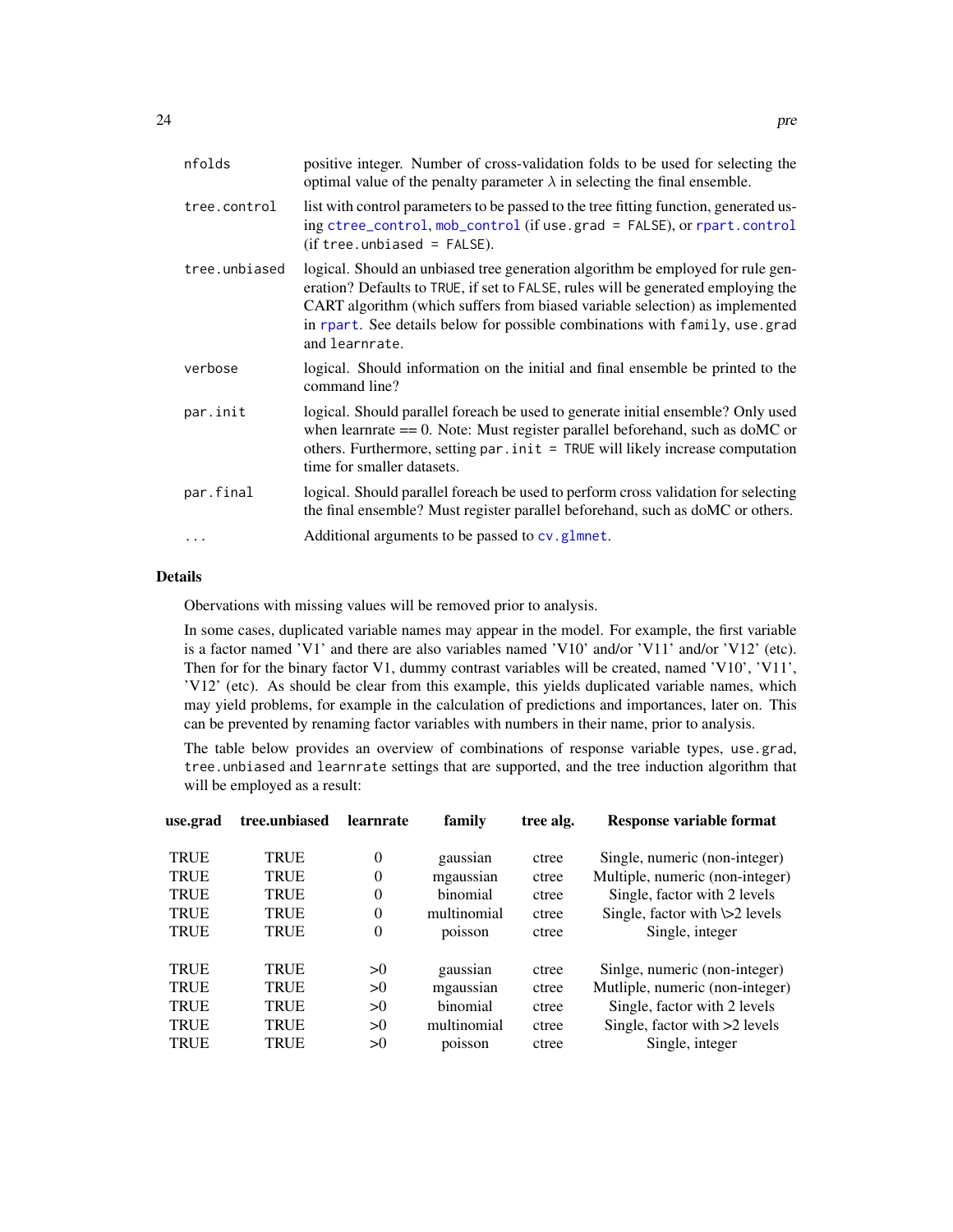| | |
|---|---|
| `nfolds` | positive integer. Number of cross-validation folds to be used for selecting the optimal value of the penalty parameter $\lambda$ in selecting the final ensemble. |
| `tree.control` | list with control parameters to be passed to the tree fitting function, generated using `ctree_control`, `mob_control` (if `use.grad = FALSE`), or `rpart.control` (if `tree.unbiased = FALSE`). |
| `tree.unbiased` | logical. Should an unbiased tree generation algorithm be employed for rule generation? Defaults to `TRUE`, if set to `FALSE`, rules will be generated employing the CART algorithm (which suffers from biased variable selection) as implemented in `rpart`. See details below for possible combinations with `family`, `use.grad` and `learnrate`. |
| `verbose` | logical. Should information on the initial and final ensemble be printed to the command line? |
| `par.init` | logical. Should parallel foreach be used to generate initial ensemble? Only used when learnrate == 0. Note: Must register parallel beforehand, such as doMC or others. Furthermore, setting `par.init = TRUE` will likely increase computation time for smaller datasets. |
| `par.final` | logical. Should parallel foreach be used to perform cross validation for selecting the final ensemble? Must register parallel beforehand, such as doMC or others. |
| `...` | Additional arguments to be passed to `cv.glmnet`. |

## Details

Obervations with missing values will be removed prior to analysis.

In some cases, duplicated variable names may appear in the model. For example, the first variable is a factor named 'V1' and there are also variables named 'V10' and/or 'V11' and/or 'V12' (etc). Then for for the binary factor V1, dummy contrast variables will be created, named 'V10', 'V11', 'V12' (etc). As should be clear from this example, this yields duplicated variable names, which may yield problems, for example in the calculation of predictions and importances, later on. This can be prevented by renaming factor variables with numbers in their name, prior to analysis.

The table below provides an overview of combinations of response variable types, `use.grad`, `tree.unbiased` and `learnrate` settings that are supported, and the tree induction algorithm that will be employed as a result:

| use.grad | tree.unbiased | learnrate | family | tree alg. | Response variable format |
|---|---|---|---|---|---|
| TRUE | TRUE | 0 | gaussian | ctree | Single, numeric (non-integer) |
| TRUE | TRUE | 0 | mgaussian | ctree | Multiple, numeric (non-integer) |
| TRUE | TRUE | 0 | binomial | ctree | Single, factor with 2 levels |
| TRUE | TRUE | 0 | multinomial | ctree | Single, factor with \>2 levels |
| TRUE | TRUE | 0 | poisson | ctree | Single, integer |
| | | | | | |
| TRUE | TRUE | >0 | gaussian | ctree | Sinlge, numeric (non-integer) |
| TRUE | TRUE | >0 | mgaussian | ctree | Mutliple, numeric (non-integer) |
| TRUE | TRUE | >0 | binomial | ctree | Single, factor with 2 levels |
| TRUE | TRUE | >0 | multinomial | ctree | Single, factor with >2 levels |
| TRUE | TRUE | >0 | poisson | ctree | Single, integer |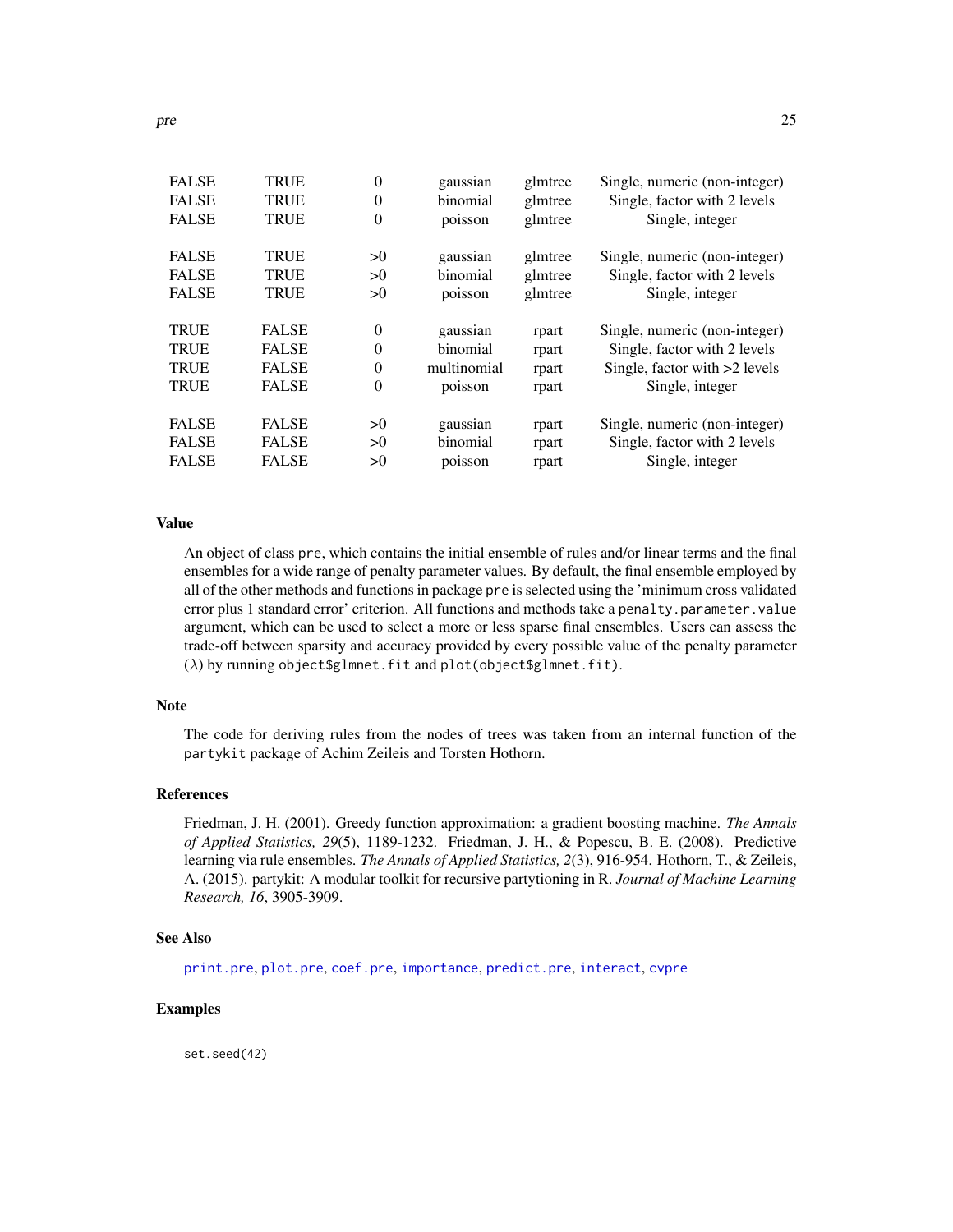| | | | | | |
|---|---|---|---|---|---|
| FALSE | TRUE | 0 | gaussian | glmtree | Single, numeric (non-integer) |
| FALSE | TRUE | 0 | binomial | glmtree | Single, factor with 2 levels |
| FALSE | TRUE | 0 | poisson | glmtree | Single, integer |
| FALSE | TRUE | >0 | gaussian | glmtree | Single, numeric (non-integer) |
| FALSE | TRUE | >0 | binomial | glmtree | Single, factor with 2 levels |
| FALSE | TRUE | >0 | poisson | glmtree | Single, integer |
| TRUE | FALSE | 0 | gaussian | rpart | Single, numeric (non-integer) |
| TRUE | FALSE | 0 | binomial | rpart | Single, factor with 2 levels |
| TRUE | FALSE | 0 | multinomial | rpart | Single, factor with >2 levels |
| TRUE | FALSE | 0 | poisson | rpart | Single, integer |
| FALSE | FALSE | >0 | gaussian | rpart | Single, numeric (non-integer) |
| FALSE | FALSE | >0 | binomial | rpart | Single, factor with 2 levels |
| FALSE | FALSE | >0 | poisson | rpart | Single, integer |

### Value

An object of class `pre`, which contains the initial ensemble of rules and/or linear terms and the final ensembles for a wide range of penalty parameter values. By default, the final ensemble employed by all of the other methods and functions in package `pre` is selected using the 'minimum cross validated error plus 1 standard error' criterion. All functions and methods take a `penalty.parameter.value` argument, which can be used to select a more or less sparse final ensembles. Users can assess the trade-off between sparsity and accuracy provided by every possible value of the penalty parameter ($\lambda$) by running `object$glmnet.fit` and `plot(object$glmnet.fit)`.

### Note

The code for deriving rules from the nodes of trees was taken from an internal function of the `partykit` package of Achim Zeileis and Torsten Hothorn.

### References

Friedman, J. H. (2001). Greedy function approximation: a gradient boosting machine. *The Annals of Applied Statistics, 29*(5), 1189-1232. Friedman, J. H., & Popescu, B. E. (2008). Predictive learning via rule ensembles. *The Annals of Applied Statistics, 2*(3), 916-954. Hothorn, T., & Zeileis, A. (2015). partykit: A modular toolkit for recursive partytioning in R. *Journal of Machine Learning Research, 16*, 3905-3909.

### See Also

`print.pre`, `plot.pre`, `coef.pre`, `importance`, `predict.pre`, `interact`, `cvpre`

### Examples

```
set.seed(42)
```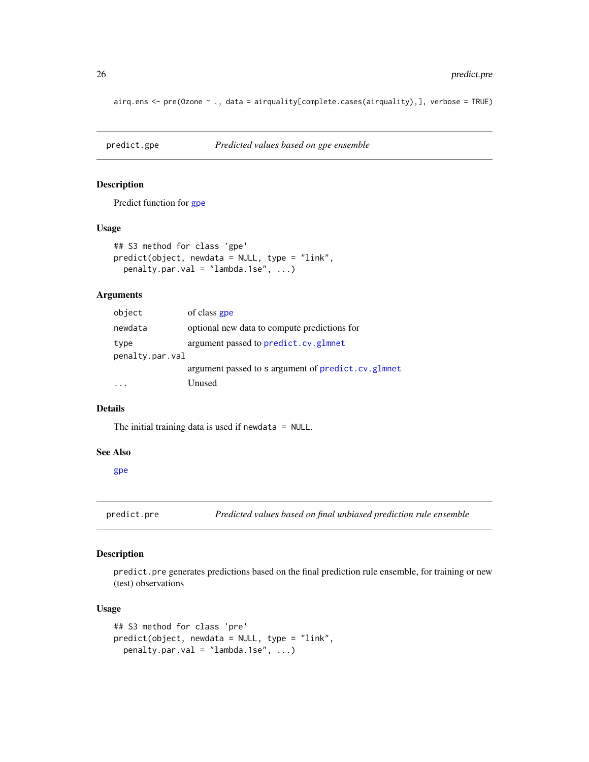```
airq.ens <- pre(Ozone ~ ., data = airquality[complete.cases(airquality),], verbose = TRUE)
```

## predict.gpe — *Predicted values based on gpe ensemble*

### Description

Predict function for gpe

### Usage

```
## S3 method for class 'gpe'
predict(object, newdata = NULL, type = "link",
  penalty.par.val = "lambda.1se", ...)
```

### Arguments

| | |
|---|---|
| object | of class gpe |
| newdata | optional new data to compute predictions for |
| type | argument passed to predict.cv.glmnet |
| penalty.par.val | argument passed to s argument of predict.cv.glmnet |
| ... | Unused |

### Details

The initial training data is used if `newdata = NULL`.

### See Also

gpe

## predict.pre — *Predicted values based on final unbiased prediction rule ensemble*

### Description

`predict.pre` generates predictions based on the final prediction rule ensemble, for training or new (test) observations

### Usage

```
## S3 method for class 'pre'
predict(object, newdata = NULL, type = "link",
  penalty.par.val = "lambda.1se", ...)
```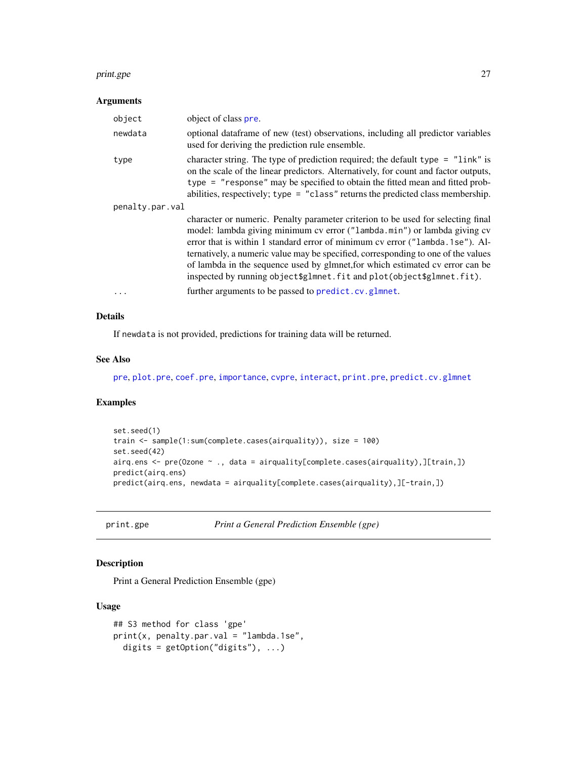### Arguments

| | |
|---|---|
| `object` | object of class `pre`. |
| `newdata` | optional dataframe of new (test) observations, including all predictor variables used for deriving the prediction rule ensemble. |
| `type` | character string. The type of prediction required; the default `type = "link"` is on the scale of the linear predictors. Alternatively, for count and factor outputs, `type = "response"` may be specified to obtain the fitted mean and fitted probabilities, respectively; `type = "class"` returns the predicted class membership. |
| `penalty.par.val` | character or numeric. Penalty parameter criterion to be used for selecting final model: lambda giving minimum cv error (`"lambda.min"`) or lambda giving cv error that is within 1 standard error of minimum cv error (`"lambda.1se"`). Alternatively, a numeric value may be specified, corresponding to one of the values of lambda in the sequence used by glmnet,for which estimated cv error can be inspected by running `object$glmnet.fit` and `plot(object$glmnet.fit)`. |
| `...` | further arguments to be passed to `predict.cv.glmnet`. |

### Details

If `newdata` is not provided, predictions for training data will be returned.

### See Also

`pre`, `plot.pre`, `coef.pre`, `importance`, `cvpre`, `interact`, `print.pre`, `predict.cv.glmnet`

### Examples

```
set.seed(1)
train <- sample(1:sum(complete.cases(airquality)), size = 100)
set.seed(42)
airq.ens <- pre(Ozone ~ ., data = airquality[complete.cases(airquality),][train,])
predict(airq.ens)
predict(airq.ens, newdata = airquality[complete.cases(airquality),][-train,])
```

---

## print.gpe — *Print a General Prediction Ensemble (gpe)*

### Description

Print a General Prediction Ensemble (gpe)

### Usage

```
## S3 method for class 'gpe'
print(x, penalty.par.val = "lambda.1se",
  digits = getOption("digits"), ...)
```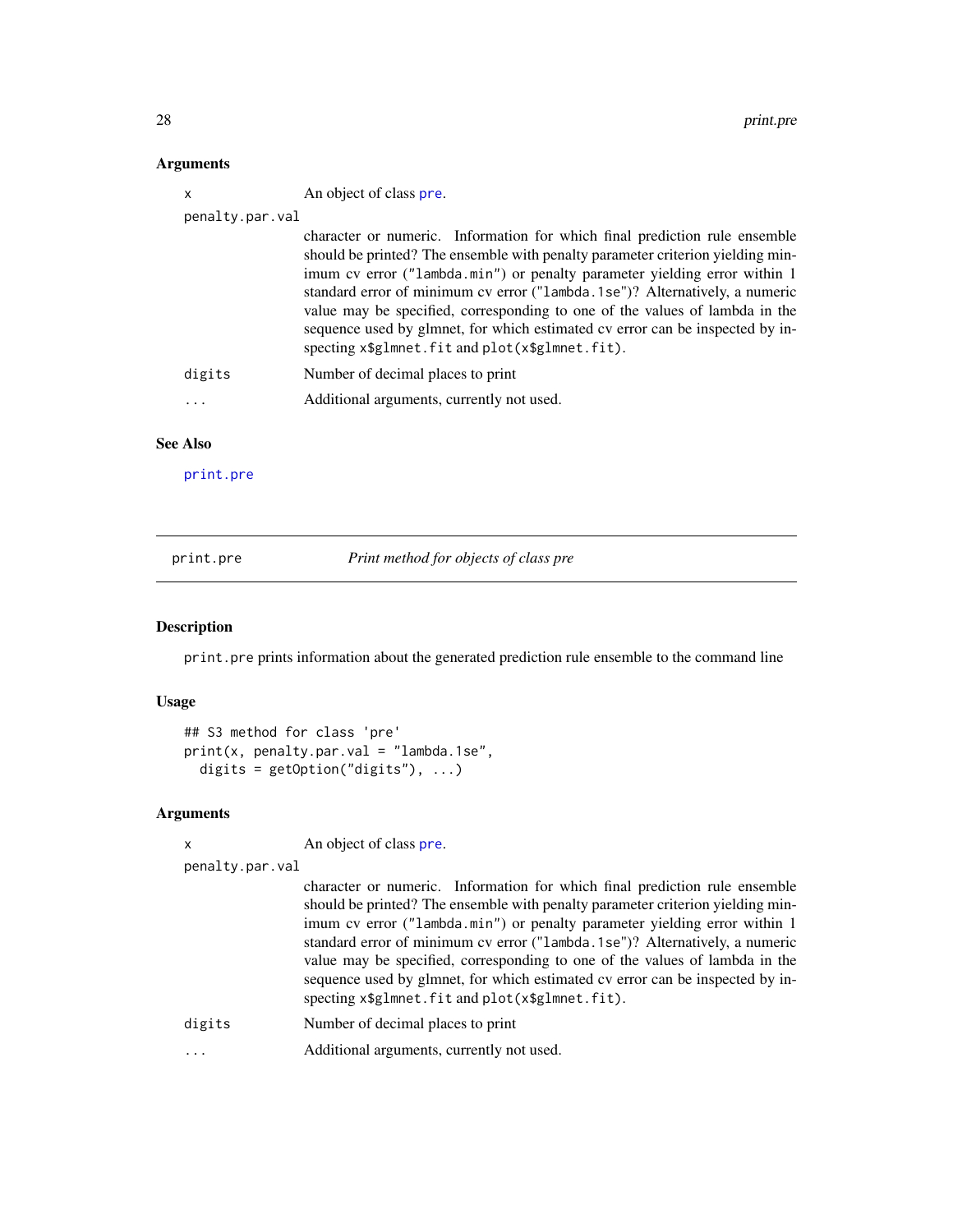## Arguments

- `x` — An object of class `pre`.
- `penalty.par.val` — character or numeric. Information for which final prediction rule ensemble should be printed? The ensemble with penalty parameter criterion yielding minimum cv error (`"lambda.min"`) or penalty parameter yielding error within 1 standard error of minimum cv error (`"lambda.1se"`)? Alternatively, a numeric value may be specified, corresponding to one of the values of lambda in the sequence used by glmnet, for which estimated cv error can be inspected by inspecting `x$glmnet.fit` and `plot(x$glmnet.fit)`.
- `digits` — Number of decimal places to print
- `...` — Additional arguments, currently not used.

## See Also

`print.pre`

---

# print.pre — *Print method for objects of class pre*

## Description

`print.pre` prints information about the generated prediction rule ensemble to the command line

## Usage

```
## S3 method for class 'pre'
print(x, penalty.par.val = "lambda.1se",
  digits = getOption("digits"), ...)
```

## Arguments

- `x` — An object of class `pre`.
- `penalty.par.val` — character or numeric. Information for which final prediction rule ensemble should be printed? The ensemble with penalty parameter criterion yielding minimum cv error (`"lambda.min"`) or penalty parameter yielding error within 1 standard error of minimum cv error (`"lambda.1se"`)? Alternatively, a numeric value may be specified, corresponding to one of the values of lambda in the sequence used by glmnet, for which estimated cv error can be inspected by inspecting `x$glmnet.fit` and `plot(x$glmnet.fit)`.
- `digits` — Number of decimal places to print
- `...` — Additional arguments, currently not used.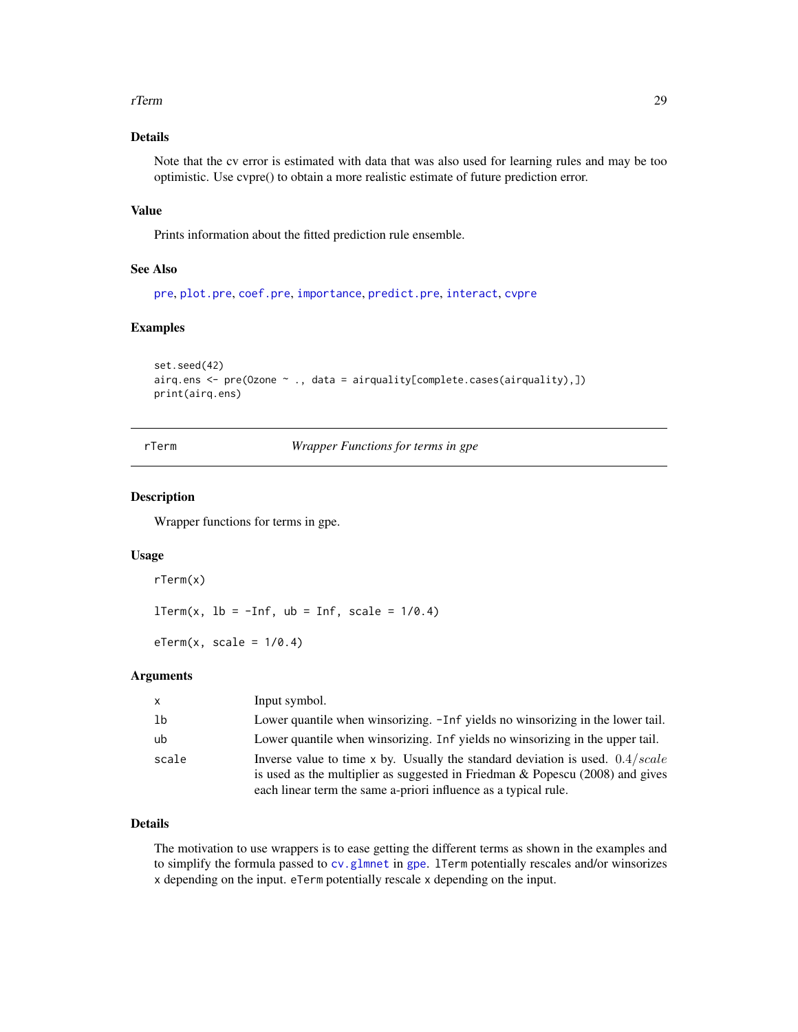### Details

Note that the cv error is estimated with data that was also used for learning rules and may be too optimistic. Use cvpre() to obtain a more realistic estimate of future prediction error.

### Value

Prints information about the fitted prediction rule ensemble.

### See Also

`pre`, `plot.pre`, `coef.pre`, `importance`, `predict.pre`, `interact`, `cvpre`

### Examples

```
set.seed(42)
airq.ens <- pre(Ozone ~ ., data = airquality[complete.cases(airquality),])
print(airq.ens)
```

---

## rTerm — *Wrapper Functions for terms in gpe*

### Description

Wrapper functions for terms in gpe.

### Usage

```
rTerm(x)

lTerm(x, lb = -Inf, ub = Inf, scale = 1/0.4)

eTerm(x, scale = 1/0.4)
```

### Arguments

| | |
|---|---|
| `x` | Input symbol. |
| `lb` | Lower quantile when winsorizing. `-Inf` yields no winsorizing in the lower tail. |
| `ub` | Lower quantile when winsorizing. `Inf` yields no winsorizing in the upper tail. |
| `scale` | Inverse value to time `x` by. Usually the standard deviation is used. $0.4/scale$ is used as the multiplier as suggested in Friedman & Popescu (2008) and gives each linear term the same a-priori influence as a typical rule. |

### Details

The motivation to use wrappers is to ease getting the different terms as shown in the examples and to simplify the formula passed to `cv.glmnet` in `gpe`. `lTerm` potentially rescales and/or winsorizes `x` depending on the input. `eTerm` potentially rescale `x` depending on the input.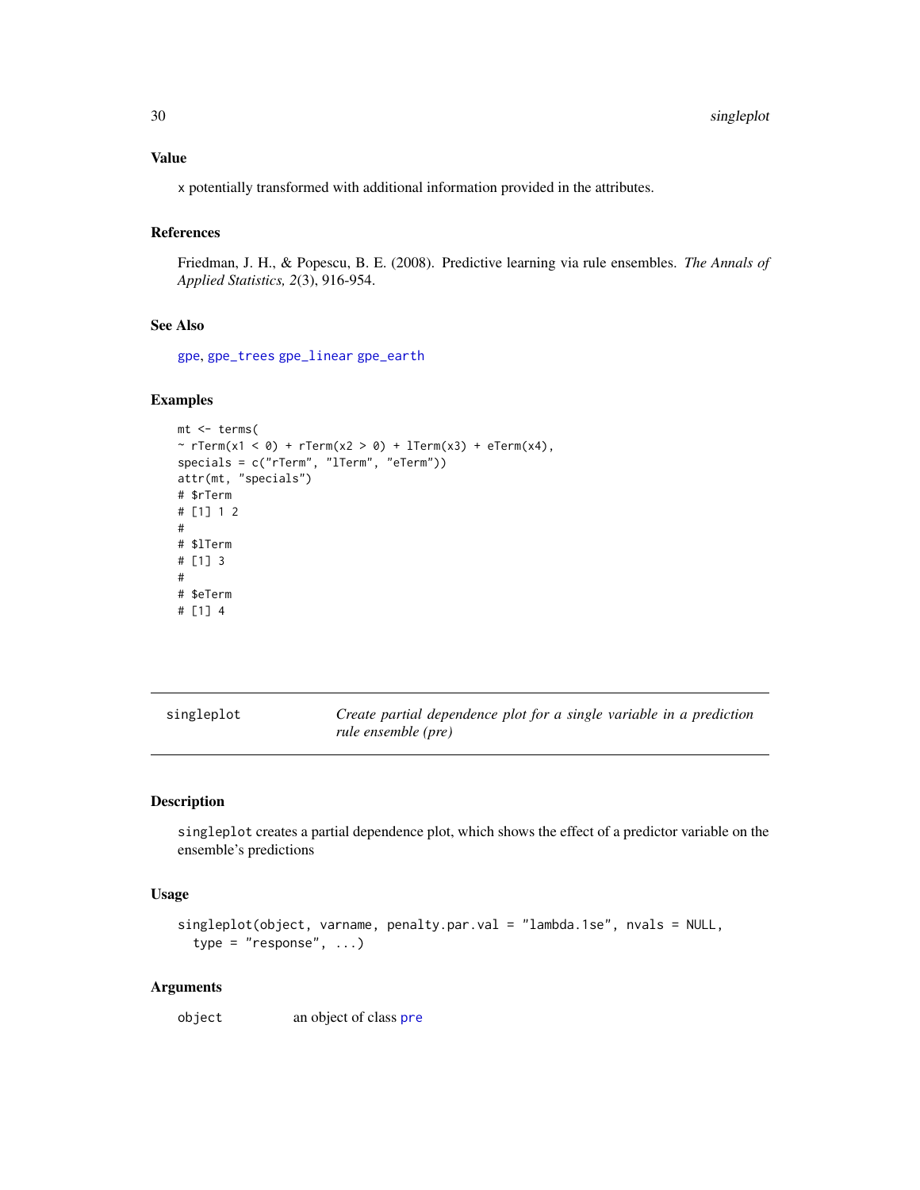### Value

x potentially transformed with additional information provided in the attributes.

### References

Friedman, J. H., & Popescu, B. E. (2008). Predictive learning via rule ensembles. *The Annals of Applied Statistics, 2*(3), 916-954.

### See Also

gpe, gpe_trees gpe_linear gpe_earth

### Examples

```
mt <- terms(
~ rTerm(x1 < 0) + rTerm(x2 > 0) + lTerm(x3) + eTerm(x4),
specials = c("rTerm", "lTerm", "eTerm"))
attr(mt, "specials")
# $rTerm
# [1] 1 2
#
# $lTerm
# [1] 3
#
# $eTerm
# [1] 4
```

---

## singleplot — *Create partial dependence plot for a single variable in a prediction rule ensemble (pre)*

### Description

singleplot creates a partial dependence plot, which shows the effect of a predictor variable on the ensemble's predictions

### Usage

```
singleplot(object, varname, penalty.par.val = "lambda.1se", nvals = NULL,
  type = "response", ...)
```

### Arguments

| | |
|---|---|
| object | an object of class pre |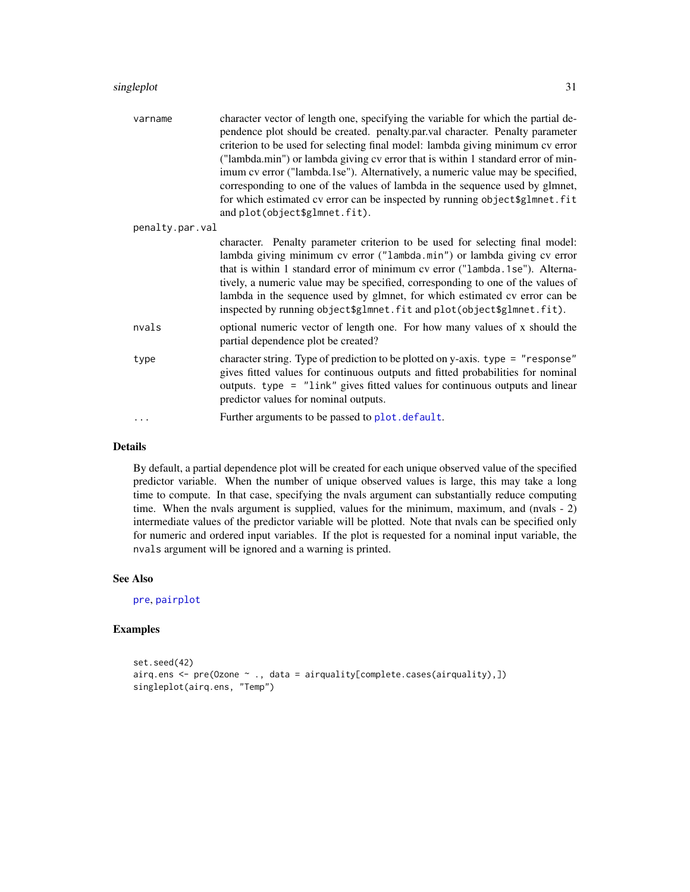| | |
|---|---|
| `varname` | character vector of length one, specifying the variable for which the partial dependence plot should be created. penalty.par.val character. Penalty parameter criterion to be used for selecting final model: lambda giving minimum cv error ("lambda.min") or lambda giving cv error that is within 1 standard error of minimum cv error ("lambda.1se"). Alternatively, a numeric value may be specified, corresponding to one of the values of lambda in the sequence used by glmnet, for which estimated cv error can be inspected by running `object$glmnet.fit` and `plot(object$glmnet.fit)`. |
| `penalty.par.val` | character. Penalty parameter criterion to be used for selecting final model: lambda giving minimum cv error (`"lambda.min"`) or lambda giving cv error that is within 1 standard error of minimum cv error (`"lambda.1se"`). Alternatively, a numeric value may be specified, corresponding to one of the values of lambda in the sequence used by glmnet, for which estimated cv error can be inspected by running `object$glmnet.fit` and `plot(object$glmnet.fit)`. |
| `nvals` | optional numeric vector of length one. For how many values of x should the partial dependence plot be created? |
| `type` | character string. Type of prediction to be plotted on y-axis. `type = "response"` gives fitted values for continuous outputs and fitted probabilities for nominal outputs. `type = "link"` gives fitted values for continuous outputs and linear predictor values for nominal outputs. |
| `...` | Further arguments to be passed to `plot.default`. |

## Details

By default, a partial dependence plot will be created for each unique observed value of the specified predictor variable. When the number of unique observed values is large, this may take a long time to compute. In that case, specifying the nvals argument can substantially reduce computing time. When the nvals argument is supplied, values for the minimum, maximum, and (nvals - 2) intermediate values of the predictor variable will be plotted. Note that nvals can be specified only for numeric and ordered input variables. If the plot is requested for a nominal input variable, the `nvals` argument will be ignored and a warning is printed.

## See Also

`pre`, `pairplot`

## Examples

```
set.seed(42)
airq.ens <- pre(Ozone ~ ., data = airquality[complete.cases(airquality),])
singleplot(airq.ens, "Temp")
```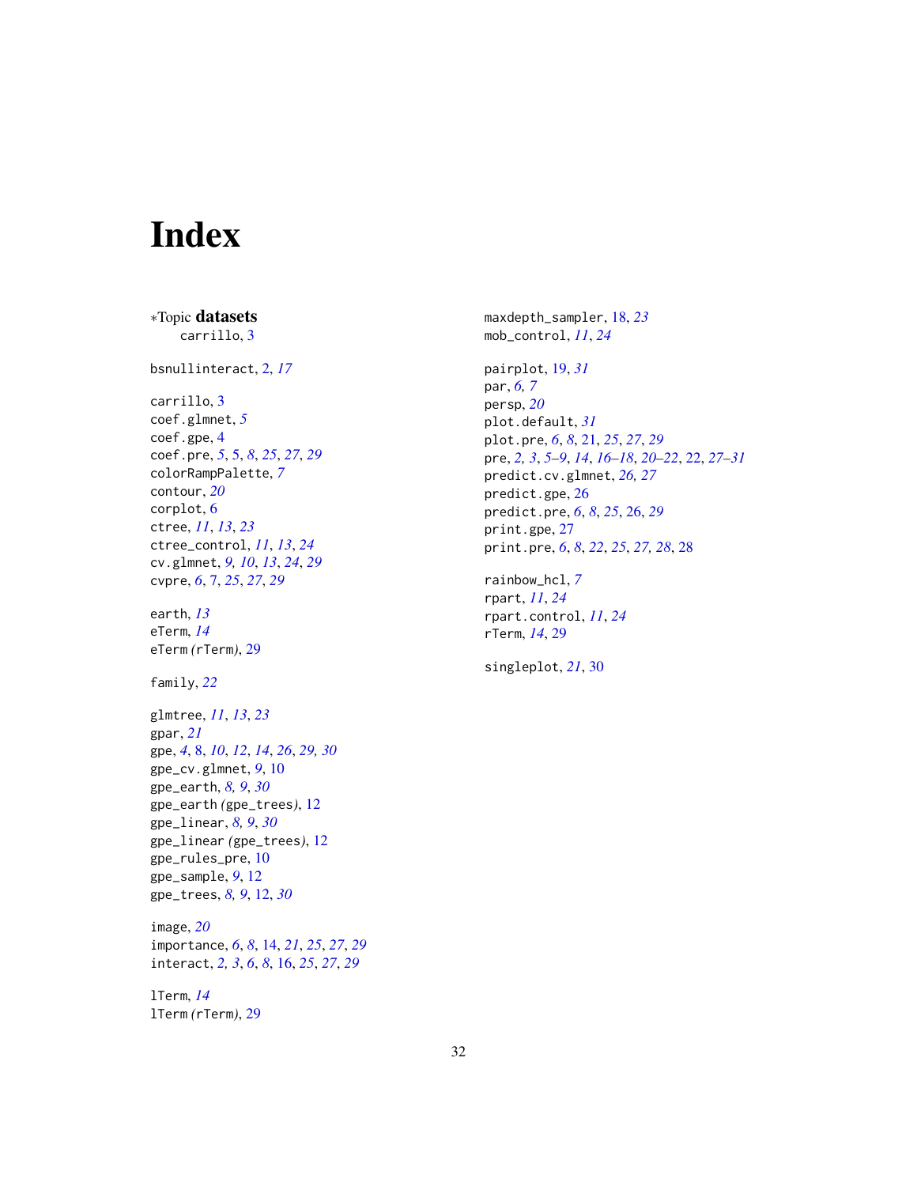# Index

*Topic **datasets**
carrillo, 3

bsnullinteract, 2, *17*

carrillo, 3
coef.glmnet, *5*
coef.gpe, 4
coef.pre, *5*, 5, *8*, *25*, *27*, *29*
colorRampPalette, *7*
contour, *20*
corplot, 6
ctree, *11*, *13*, *23*
ctree_control, *11*, *13*, *24*
cv.glmnet, *9, 10*, *13*, *24*, *29*
cvpre, *6*, 7, *25*, *27*, *29*

earth, *13*
eTerm, *14*
eTerm *(*rTerm*)*, 29

family, *22*

glmtree, *11*, *13*, *23*
gpar, *21*
gpe, *4*, 8, *10*, *12*, *14*, *26*, *29, 30*
gpe_cv.glmnet, *9*, 10
gpe_earth, *8, 9*, *30*
gpe_earth *(*gpe_trees*)*, 12
gpe_linear, *8, 9*, *30*
gpe_linear *(*gpe_trees*)*, 12
gpe_rules_pre, 10
gpe_sample, *9*, 12
gpe_trees, *8, 9*, 12, *30*

image, *20*
importance, *6*, *8*, 14, *21*, *25*, *27*, *29*
interact, *2, 3*, *6*, *8*, 16, *25*, *27*, *29*

lTerm, *14*
lTerm *(*rTerm*)*, 29

maxdepth_sampler, 18, *23*
mob_control, *11*, *24*

pairplot, 19, *31*
par, *6, 7*
persp, *20*
plot.default, *31*
plot.pre, *6*, *8*, 21, *25*, *27*, *29*
pre, *2, 3*, *5–9*, *14*, *16–18*, *20–22*, 22, *27–31*
predict.cv.glmnet, *26, 27*
predict.gpe, 26
predict.pre, *6*, *8*, *25*, 26, *29*
print.gpe, 27
print.pre, *6*, *8*, *22*, *25*, *27, 28*, 28

rainbow_hcl, *7*
rpart, *11*, *24*
rpart.control, *11*, *24*
rTerm, *14*, 29

singleplot, *21*, 30